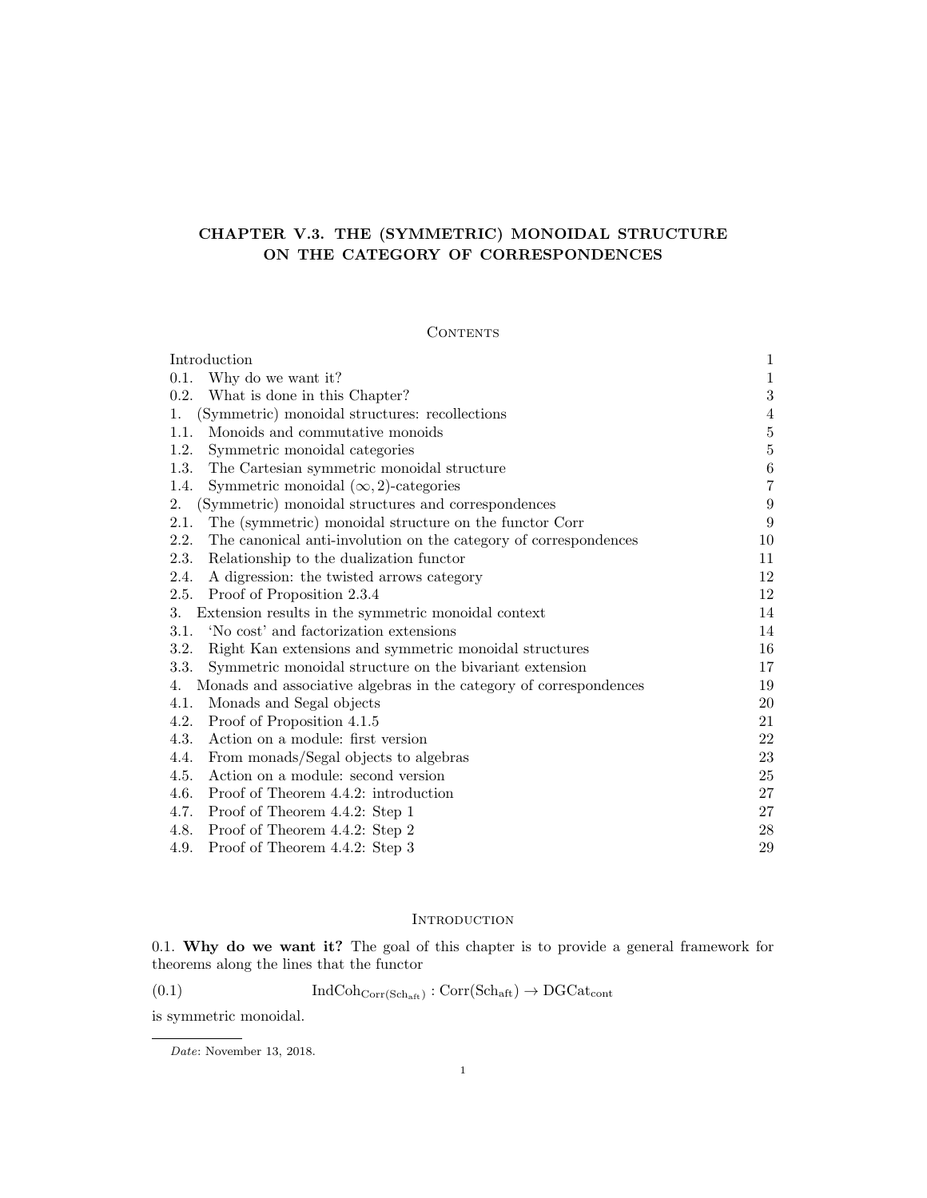# CHAPTER V.3. THE (SYMMETRIC) MONOIDAL STRUCTURE ON THE CATEGORY OF CORRESPONDENCES

## Contents

| | |
|---|---|
| Introduction | 1 |
| 0.1. Why do we want it? | 1 |
| 0.2. What is done in this Chapter? | 3 |
| 1. (Symmetric) monoidal structures: recollections | 4 |
| 1.1. Monoids and commutative monoids | 5 |
| 1.2. Symmetric monoidal categories | 5 |
| 1.3. The Cartesian symmetric monoidal structure | 6 |
| 1.4. Symmetric monoidal $(\infty, 2)$-categories | 7 |
| 2. (Symmetric) monoidal structures and correspondences | 9 |
| 2.1. The (symmetric) monoidal structure on the functor Corr | 9 |
| 2.2. The canonical anti-involution on the category of correspondences | 10 |
| 2.3. Relationship to the dualization functor | 11 |
| 2.4. A digression: the twisted arrows category | 12 |
| 2.5. Proof of Proposition 2.3.4 | 12 |
| 3. Extension results in the symmetric monoidal context | 14 |
| 3.1. 'No cost' and factorization extensions | 14 |
| 3.2. Right Kan extensions and symmetric monoidal structures | 16 |
| 3.3. Symmetric monoidal structure on the bivariant extension | 17 |
| 4. Monads and associative algebras in the category of correspondences | 19 |
| 4.1. Monads and Segal objects | 20 |
| 4.2. Proof of Proposition 4.1.5 | 21 |
| 4.3. Action on a module: first version | 22 |
| 4.4. From monads/Segal objects to algebras | 23 |
| 4.5. Action on a module: second version | 25 |
| 4.6. Proof of Theorem 4.4.2: introduction | 27 |
| 4.7. Proof of Theorem 4.4.2: Step 1 | 27 |
| 4.8. Proof of Theorem 4.4.2: Step 2 | 28 |
| 4.9. Proof of Theorem 4.4.2: Step 3 | 29 |

## Introduction

0.1. **Why do we want it?** The goal of this chapter is to provide a general framework for theorems along the lines that the functor

$$\text{IndCoh}_{\text{Corr}(\text{Sch}_{\text{aft}})} : \text{Corr}(\text{Sch}_{\text{aft}}) \to \text{DGCat}_{\text{cont}} \tag{0.1}$$

is symmetric monoidal.

---

*Date*: November 13, 2018.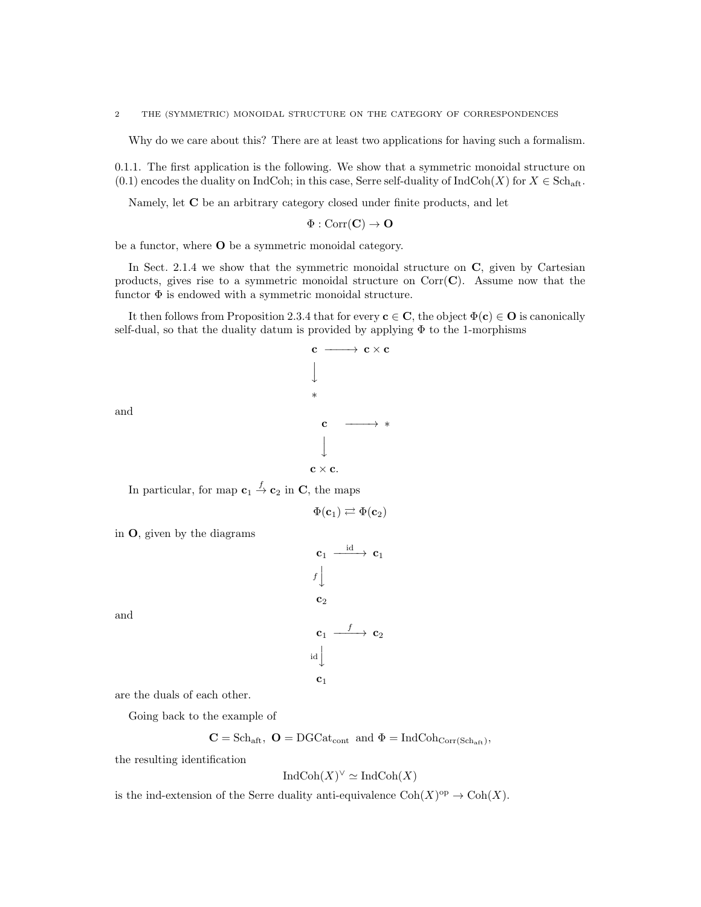Why do we care about this? There are at least two applications for having such a formalism.

0.1.1. The first application is the following. We show that a symmetric monoidal structure on (0.1) encodes the duality on IndCoh; in this case, Serre self-duality of $\mathrm{IndCoh}(X)$ for $X \in \mathrm{Sch}_{\mathrm{aft}}$.

Namely, let $\mathbf{C}$ be an arbitrary category closed under finite products, and let

$$\Phi : \mathrm{Corr}(\mathbf{C}) \to \mathbf{O}$$

be a functor, where $\mathbf{O}$ be a symmetric monoidal category.

In Sect. 2.1.4 we show that the symmetric monoidal structure on $\mathbf{C}$, given by Cartesian products, gives rise to a symmetric monoidal structure on $\mathrm{Corr}(\mathbf{C})$. Assume now that the functor $\Phi$ is endowed with a symmetric monoidal structure.

It then follows from Proposition 2.3.4 that for every $\mathbf{c} \in \mathbf{C}$, the object $\Phi(\mathbf{c}) \in \mathbf{O}$ is canonically self-dual, so that the duality datum is provided by applying $\Phi$ to the 1-morphisms

$$\begin{array}{ccc} \mathbf{c} & \longrightarrow & \mathbf{c} \times \mathbf{c} \\ \big\downarrow & & \\ * & & \end{array}$$

and

$$\begin{array}{ccc} \mathbf{c} & \longrightarrow & * \\ \big\downarrow & & \\ \mathbf{c} \times \mathbf{c}. & & \end{array}$$

In particular, for map $\mathbf{c}_1 \xrightarrow{f} \mathbf{c}_2$ in $\mathbf{C}$, the maps

$$\Phi(\mathbf{c}_1) \rightleftarrows \Phi(\mathbf{c}_2)$$

in $\mathbf{O}$, given by the diagrams

$$\begin{array}{ccc} \mathbf{c}_1 & \xrightarrow{\mathrm{id}} & \mathbf{c}_1 \\ {\scriptstyle f}\big\downarrow & & \\ \mathbf{c}_2 & & \end{array}$$

and

$$\begin{array}{ccc} \mathbf{c}_1 & \xrightarrow{f} & \mathbf{c}_2 \\ {\scriptstyle \mathrm{id}}\big\downarrow & & \\ \mathbf{c}_1 & & \end{array}$$

are the duals of each other.

Going back to the example of

$$\mathbf{C} = \mathrm{Sch}_{\mathrm{aft}}, \ \mathbf{O} = \mathrm{DGCat}_{\mathrm{cont}} \ \text{ and } \Phi = \mathrm{IndCoh}_{\mathrm{Corr}(\mathrm{Sch}_{\mathrm{aft}})},$$

the resulting identification

$$\mathrm{IndCoh}(X)^\vee \simeq \mathrm{IndCoh}(X)$$

is the ind-extension of the Serre duality anti-equivalence $\mathrm{Coh}(X)^{\mathrm{op}} \to \mathrm{Coh}(X)$.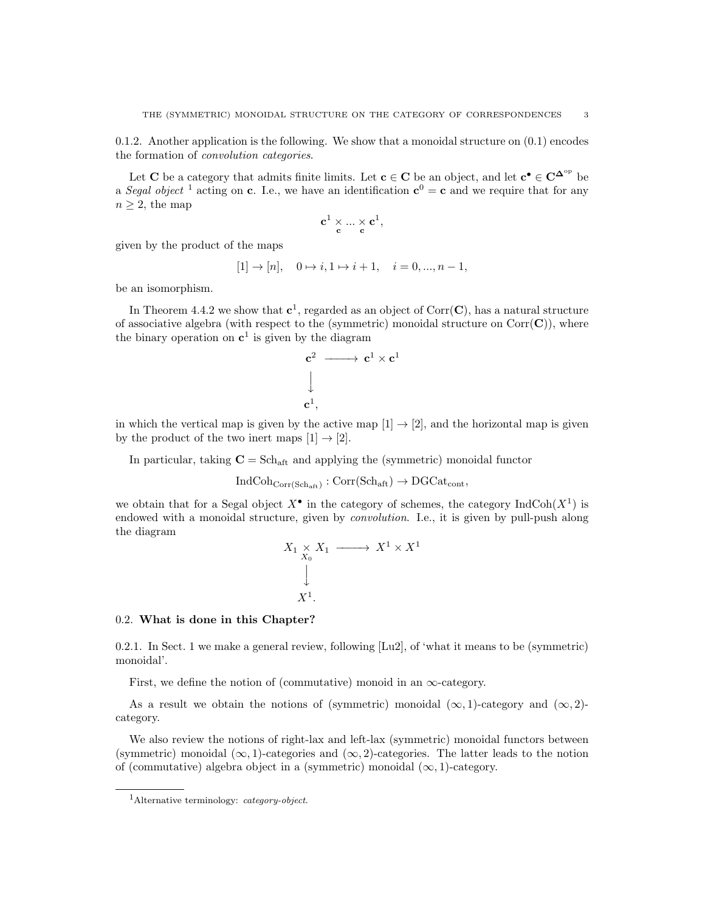0.1.2. Another application is the following. We show that a monoidal structure on (0.1) encodes the formation of *convolution categories*.

Let $\mathbf{C}$ be a category that admits finite limits. Let $\mathbf{c} \in \mathbf{C}$ be an object, and let $\mathbf{c}^\bullet \in \mathbf{C}^{\mathbf{\Delta}^{\mathrm{op}}}$ be a *Segal object* [1] acting on $\mathbf{c}$. I.e., we have an identification $\mathbf{c}^0 = \mathbf{c}$ and we require that for any $n \geq 2$, the map

$$\mathbf{c}^1 \underset{\mathbf{c}}{\times} ... \underset{\mathbf{c}}{\times} \mathbf{c}^1,$$

given by the product of the maps

$$[1] \to [n], \quad 0 \mapsto i, 1 \mapsto i+1, \quad i = 0, ..., n-1,$$

be an isomorphism.

In Theorem 4.4.2 we show that $\mathbf{c}^1$, regarded as an object of $\mathrm{Corr}(\mathbf{C})$, has a natural structure of associative algebra (with respect to the (symmetric) monoidal structure on $\mathrm{Corr}(\mathbf{C})$), where the binary operation on $\mathbf{c}^1$ is given by the diagram

$$\begin{array}{ccc} \mathbf{c}^2 & \longrightarrow & \mathbf{c}^1 \times \mathbf{c}^1 \\ \big\downarrow & & \\ \mathbf{c}^1, & & \end{array}$$

in which the vertical map is given by the active map $[1] \to [2]$, and the horizontal map is given by the product of the two inert maps $[1] \to [2]$.

In particular, taking $\mathbf{C} = \mathrm{Sch}_{\mathrm{aft}}$ and applying the (symmetric) monoidal functor

$$\mathrm{IndCoh}_{\mathrm{Corr}(\mathrm{Sch}_{\mathrm{aft}})} : \mathrm{Corr}(\mathrm{Sch}_{\mathrm{aft}}) \to \mathrm{DGCat}_{\mathrm{cont}},$$

we obtain that for a Segal object $X^\bullet$ in the category of schemes, the category $\mathrm{IndCoh}(X^1)$ is endowed with a monoidal structure, given by *convolution*. I.e., it is given by pull-push along the diagram

$$\begin{array}{ccc} X_1 \underset{X_0}{\times} X_1 & \longrightarrow & X^1 \times X^1 \\ \big\downarrow & & \\ X^1. & & \end{array}$$

## 0.2. What is done in this Chapter?

0.2.1. In Sect. 1 we make a general review, following [Lu2], of 'what it means to be (symmetric) monoidal'.

First, we define the notion of (commutative) monoid in an $\infty$-category.

As a result we obtain the notions of (symmetric) monoidal $(\infty, 1)$-category and $(\infty, 2)$-category.

We also review the notions of right-lax and left-lax (symmetric) monoidal functors between (symmetric) monoidal $(\infty, 1)$-categories and $(\infty, 2)$-categories. The latter leads to the notion of (commutative) algebra object in a (symmetric) monoidal $(\infty, 1)$-category.

---

[1] Alternative terminology: *category-object*.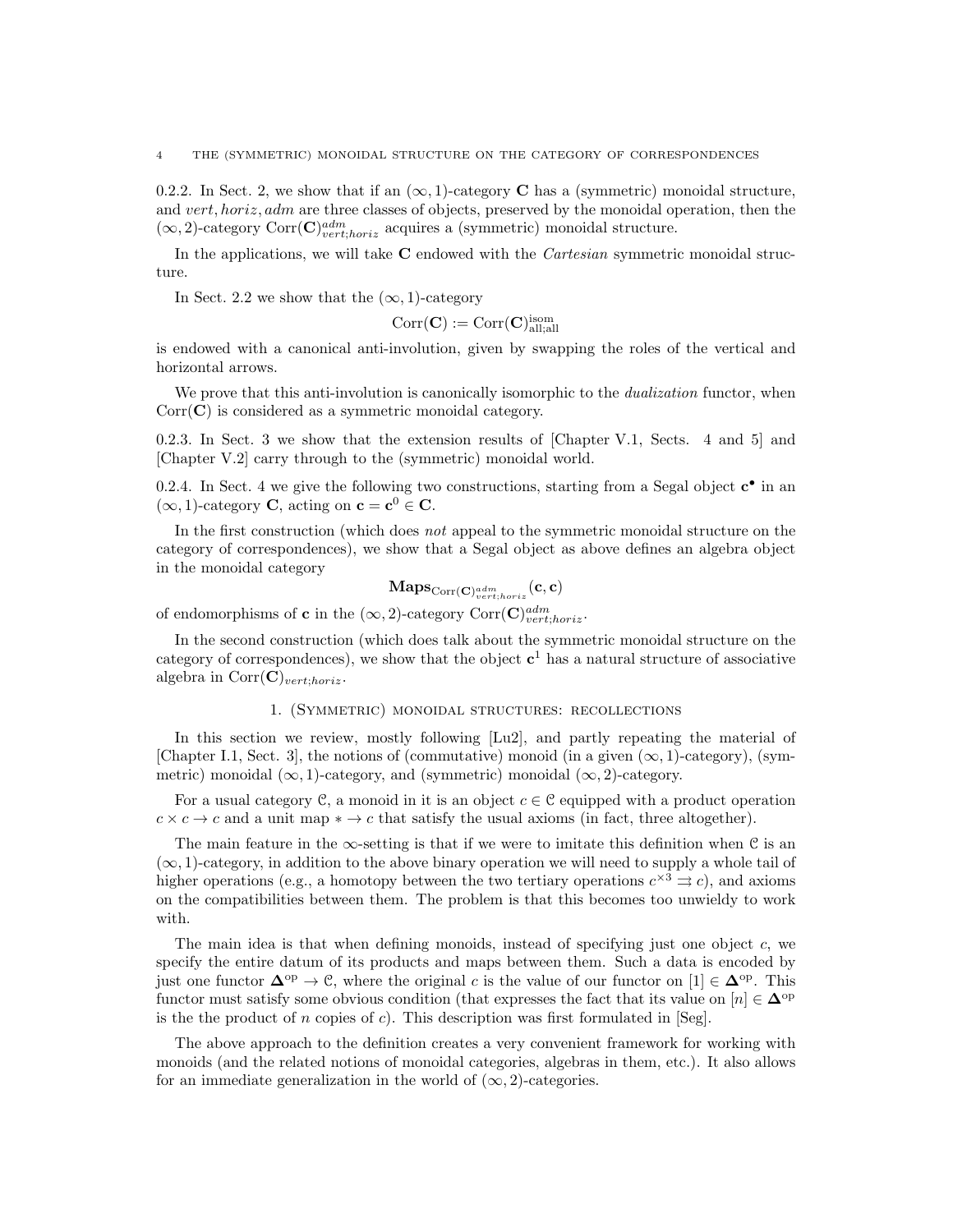0.2.2. In Sect. 2, we show that if an $(\infty,1)$-category $\mathbf{C}$ has a (symmetric) monoidal structure, and $vert, horiz, adm$ are three classes of objects, preserved by the monoidal operation, then the $(\infty,2)$-category $\mathrm{Corr}(\mathbf{C})^{adm}_{vert;horiz}$ acquires a (symmetric) monoidal structure.

In the applications, we will take $\mathbf{C}$ endowed with the *Cartesian* symmetric monoidal structure.

In Sect. 2.2 we show that the $(\infty,1)$-category

$$\mathrm{Corr}(\mathbf{C}) := \mathrm{Corr}(\mathbf{C})^{\mathrm{isom}}_{\mathrm{all;all}}$$

is endowed with a canonical anti-involution, given by swapping the roles of the vertical and horizontal arrows.

We prove that this anti-involution is canonically isomorphic to the *dualization* functor, when $\mathrm{Corr}(\mathbf{C})$ is considered as a symmetric monoidal category.

0.2.3. In Sect. 3 we show that the extension results of [Chapter V.1, Sects. 4 and 5] and [Chapter V.2] carry through to the (symmetric) monoidal world.

0.2.4. In Sect. 4 we give the following two constructions, starting from a Segal object $\mathbf{c}^\bullet$ in an $(\infty,1)$-category $\mathbf{C}$, acting on $\mathbf{c} = \mathbf{c}^0 \in \mathbf{C}$.

In the first construction (which does *not* appeal to the symmetric monoidal structure on the category of correspondences), we show that a Segal object as above defines an algebra object in the monoidal category

$$\mathbf{Maps}_{\mathrm{Corr}(\mathbf{C})^{adm}_{vert;horiz}}(\mathbf{c},\mathbf{c})$$

of endomorphisms of $\mathbf{c}$ in the $(\infty,2)$-category $\mathrm{Corr}(\mathbf{C})^{adm}_{vert;horiz}$.

In the second construction (which does talk about the symmetric monoidal structure on the category of correspondences), we show that the object $\mathbf{c}^1$ has a natural structure of associative algebra in $\mathrm{Corr}(\mathbf{C})_{vert;horiz}$.

## 1. (Symmetric) monoidal structures: recollections

In this section we review, mostly following [Lu2], and partly repeating the material of [Chapter I.1, Sect. 3], the notions of (commutative) monoid (in a given $(\infty,1)$-category), (symmetric) monoidal $(\infty,1)$-category, and (symmetric) monoidal $(\infty,2)$-category.

For a usual category $\mathcal{C}$, a monoid in it is an object $c \in \mathcal{C}$ equipped with a product operation $c \times c \to c$ and a unit map $* \to c$ that satisfy the usual axioms (in fact, three altogether).

The main feature in the $\infty$-setting is that if we were to imitate this definition when $\mathcal{C}$ is an $(\infty,1)$-category, in addition to the above binary operation we will need to supply a whole tail of higher operations (e.g., a homotopy between the two tertiary operations $c^{\times 3} \rightrightarrows c$), and axioms on the compatibilities between them. The problem is that this becomes too unwieldy to work with.

The main idea is that when defining monoids, instead of specifying just one object $c$, we specify the entire datum of its products and maps between them. Such a data is encoded by just one functor $\mathbf{\Delta}^{\mathrm{op}} \to \mathcal{C}$, where the original $c$ is the value of our functor on $[1] \in \mathbf{\Delta}^{\mathrm{op}}$. This functor must satisfy some obvious condition (that expresses the fact that its value on $[n] \in \mathbf{\Delta}^{\mathrm{op}}$ is the the product of $n$ copies of $c$). This description was first formulated in [Seg].

The above approach to the definition creates a very convenient framework for working with monoids (and the related notions of monoidal categories, algebras in them, etc.). It also allows for an immediate generalization in the world of $(\infty,2)$-categories.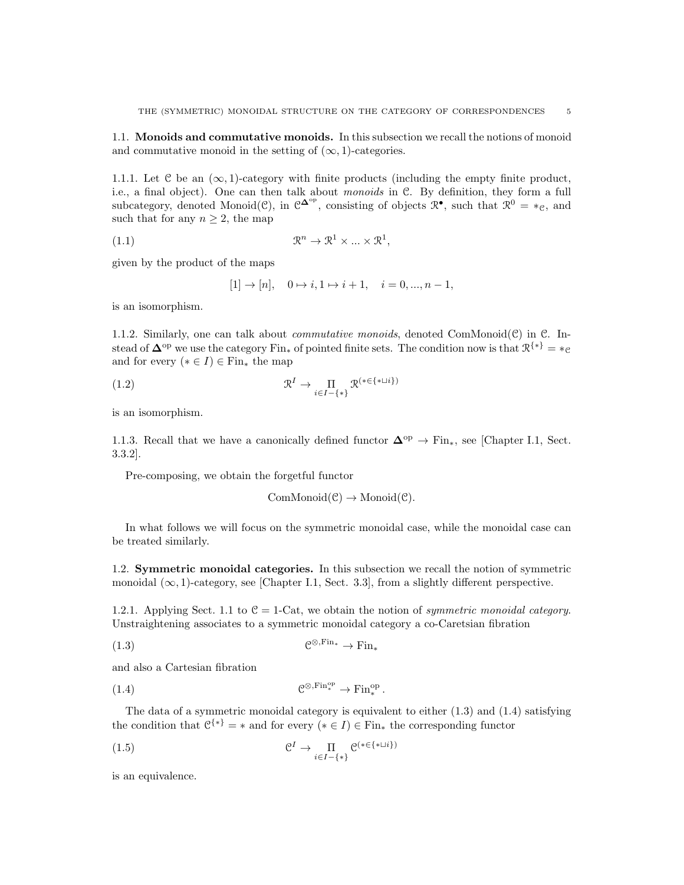## 1.1. Monoids and commutative monoids.

In this subsection we recall the notions of monoid and commutative monoid in the setting of $(\infty, 1)$-categories.

1.1.1. Let $\mathcal{C}$ be an $(\infty, 1)$-category with finite products (including the empty finite product, i.e., a final object). One can then talk about *monoids* in $\mathcal{C}$. By definition, they form a full subcategory, denoted $\mathrm{Monoid}(\mathcal{C})$, in $\mathcal{C}^{\mathbf{\Delta}^{\mathrm{op}}}$, consisting of objects $\mathcal{R}^\bullet$, such that $\mathcal{R}^0 = *_{\mathcal{C}}$, and such that for any $n \geq 2$, the map

$$
\mathcal{R}^n \to \mathcal{R}^1 \times ... \times \mathcal{R}^1, \tag{1.1}
$$

given by the product of the maps

$$
[1] \to [n], \quad 0 \mapsto i, 1 \mapsto i+1, \quad i = 0, ..., n-1,
$$

is an isomorphism.

1.1.2. Similarly, one can talk about *commutative monoids*, denoted $\mathrm{ComMonoid}(\mathcal{C})$ in $\mathcal{C}$. Instead of $\mathbf{\Delta}^{\mathrm{op}}$ we use the category $\mathrm{Fin}_*$ of pointed finite sets. The condition now is that $\mathcal{R}^{\{*\}} = *_{\mathcal{C}}$ and for every $(* \in I) \in \mathrm{Fin}_*$ the map

$$
\mathcal{R}^I \to \prod_{i \in I - \{*\}} \mathcal{R}^{(* \in \{* \sqcup i\})} \tag{1.2}
$$

is an isomorphism.

1.1.3. Recall that we have a canonically defined functor $\mathbf{\Delta}^{\mathrm{op}} \to \mathrm{Fin}_*$, see [Chapter I.1, Sect. 3.3.2].

Pre-composing, we obtain the forgetful functor

$$
\mathrm{ComMonoid}(\mathcal{C}) \to \mathrm{Monoid}(\mathcal{C}).
$$

In what follows we will focus on the symmetric monoidal case, while the monoidal case can be treated similarly.

## 1.2. Symmetric monoidal categories.

In this subsection we recall the notion of symmetric monoidal $(\infty, 1)$-category, see [Chapter I.1, Sect. 3.3], from a slightly different perspective.

1.2.1. Applying Sect. 1.1 to $\mathcal{C} = 1\text{-Cat}$, we obtain the notion of *symmetric monoidal category.* Unstraightening associates to a symmetric monoidal category a co-Caretsian fibration

$$
\mathcal{C}^{\otimes, \mathrm{Fin}_*} \to \mathrm{Fin}_* \tag{1.3}
$$

and also a Cartesian fibration

$$
\mathcal{C}^{\otimes, \mathrm{Fin}_*^{\mathrm{op}}} \to \mathrm{Fin}_*^{\mathrm{op}}. \tag{1.4}
$$

The data of a symmetric monoidal category is equivalent to either (1.3) and (1.4) satisfying the condition that $\mathcal{C}^{\{*\}} = *$ and for every $(* \in I) \in \mathrm{Fin}_*$ the corresponding functor

$$
\mathcal{C}^I \to \prod_{i \in I - \{*\}} \mathcal{C}^{(* \in \{* \sqcup i\})} \tag{1.5}
$$

is an equivalence.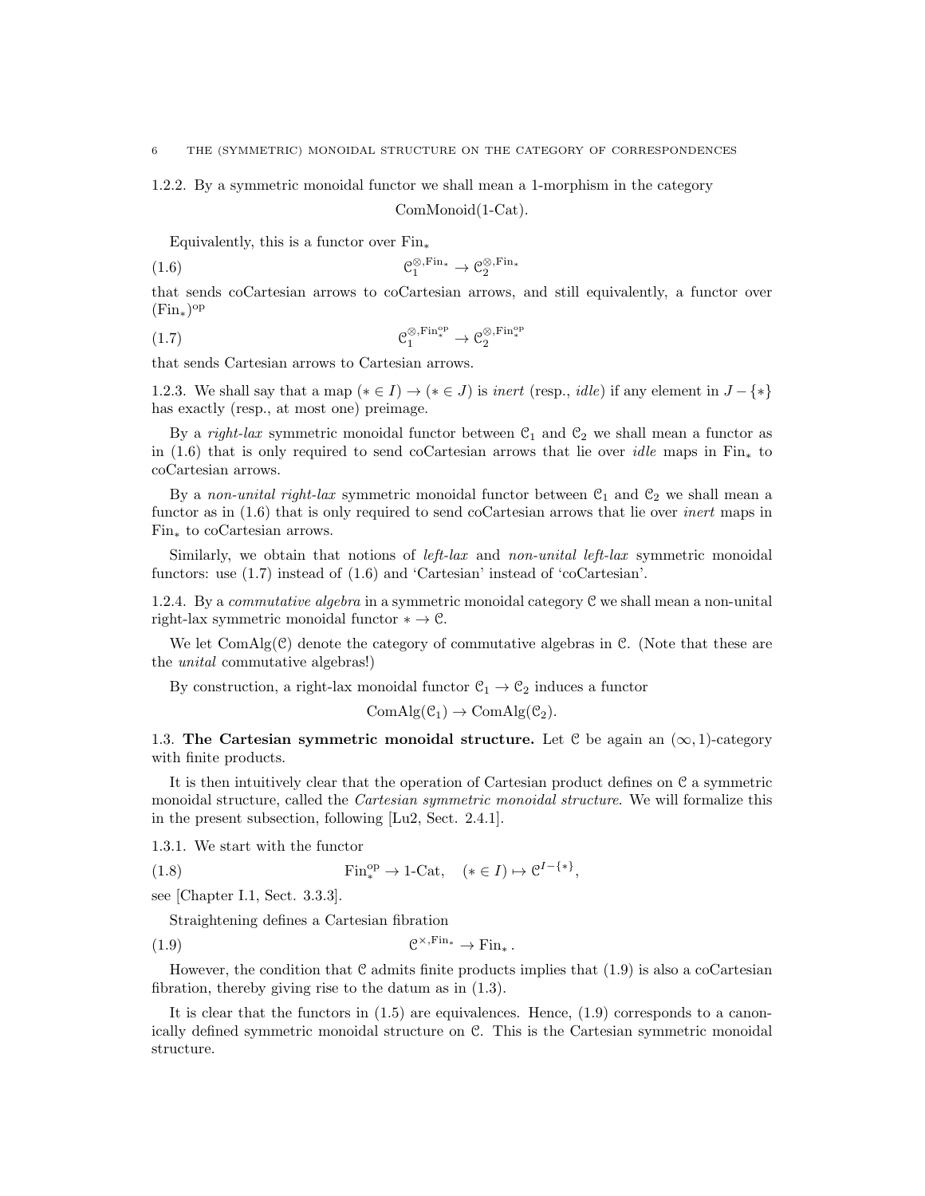1.2.2. By a symmetric monoidal functor we shall mean a 1-morphism in the category

$$\mathrm{ComMonoid}(1\text{-Cat}).$$

Equivalently, this is a functor over $\mathrm{Fin}_*$

$$\mathcal{C}_1^{\otimes,\mathrm{Fin}_*} \to \mathcal{C}_2^{\otimes,\mathrm{Fin}_*} \tag{1.6}$$

that sends coCartesian arrows to coCartesian arrows, and still equivalently, a functor over $(\mathrm{Fin}_*)^{\mathrm{op}}$

$$\mathcal{C}_1^{\otimes,\mathrm{Fin}_*^{\mathrm{op}}} \to \mathcal{C}_2^{\otimes,\mathrm{Fin}_*^{\mathrm{op}}} \tag{1.7}$$

that sends Cartesian arrows to Cartesian arrows.

1.2.3. We shall say that a map $(* \in I) \to (* \in J)$ is *inert* (resp., *idle*) if any element in $J - \{*\}$ has exactly (resp., at most one) preimage.

By a *right-lax* symmetric monoidal functor between $\mathcal{C}_1$ and $\mathcal{C}_2$ we shall mean a functor as in (1.6) that is only required to send coCartesian arrows that lie over *idle* maps in $\mathrm{Fin}_*$ to coCartesian arrows.

By a *non-unital right-lax* symmetric monoidal functor between $\mathcal{C}_1$ and $\mathcal{C}_2$ we shall mean a functor as in (1.6) that is only required to send coCartesian arrows that lie over *inert* maps in $\mathrm{Fin}_*$ to coCartesian arrows.

Similarly, we obtain that notions of *left-lax* and *non-unital left-lax* symmetric monoidal functors: use (1.7) instead of (1.6) and 'Cartesian' instead of 'coCartesian'.

1.2.4. By a *commutative algebra* in a symmetric monoidal category $\mathcal{C}$ we shall mean a non-unital right-lax symmetric monoidal functor $* \to \mathcal{C}$.

We let $\mathrm{ComAlg}(\mathcal{C})$ denote the category of commutative algebras in $\mathcal{C}$. (Note that these are the *unital* commutative algebras!)

By construction, a right-lax monoidal functor $\mathcal{C}_1 \to \mathcal{C}_2$ induces a functor

$$\mathrm{ComAlg}(\mathcal{C}_1) \to \mathrm{ComAlg}(\mathcal{C}_2).$$

1.3. **The Cartesian symmetric monoidal structure.** Let $\mathcal{C}$ be again an $(\infty,1)$-category with finite products.

It is then intuitively clear that the operation of Cartesian product defines on $\mathcal{C}$ a symmetric monoidal structure, called the *Cartesian symmetric monoidal structure*. We will formalize this in the present subsection, following [Lu2, Sect. 2.4.1].

1.3.1. We start with the functor

$$\mathrm{Fin}_*^{\mathrm{op}} \to 1\text{-Cat}, \quad (* \in I) \mapsto \mathcal{C}^{I-\{*\}}, \tag{1.8}$$

see [Chapter I.1, Sect. 3.3.3].

Straightening defines a Cartesian fibration

$$\mathcal{C}^{\times,\mathrm{Fin}_*} \to \mathrm{Fin}_*. \tag{1.9}$$

However, the condition that $\mathcal{C}$ admits finite products implies that (1.9) is also a coCartesian fibration, thereby giving rise to the datum as in (1.3).

It is clear that the functors in (1.5) are equivalences. Hence, (1.9) corresponds to a canonically defined symmetric monoidal structure on $\mathcal{C}$. This is the Cartesian symmetric monoidal structure.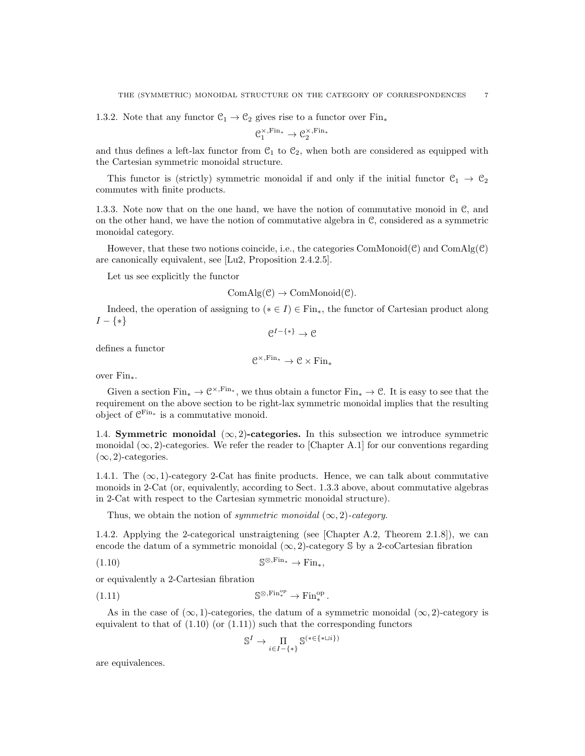1.3.2. Note that any functor $\mathcal{C}_1 \to \mathcal{C}_2$ gives rise to a functor over $\text{Fin}_*$

$$\mathcal{C}_1^{\times,\text{Fin}_*} \to \mathcal{C}_2^{\times,\text{Fin}_*}$$

and thus defines a left-lax functor from $\mathcal{C}_1$ to $\mathcal{C}_2$, when both are considered as equipped with the Cartesian symmetric monoidal structure.

This functor is (strictly) symmetric monoidal if and only if the initial functor $\mathcal{C}_1 \to \mathcal{C}_2$ commutes with finite products.

1.3.3. Note now that on the one hand, we have the notion of commutative monoid in $\mathcal{C}$, and on the other hand, we have the notion of commutative algebra in $\mathcal{C}$, considered as a symmetric monoidal category.

However, that these two notions coincide, i.e., the categories $\text{ComMonoid}(\mathcal{C})$ and $\text{ComAlg}(\mathcal{C})$ are canonically equivalent, see [Lu2, Proposition 2.4.2.5].

Let us see explicitly the functor

$$\text{ComAlg}(\mathcal{C}) \to \text{ComMonoid}(\mathcal{C}).$$

Indeed, the operation of assigning to $(* \in I) \in \text{Fin}_*$, the functor of Cartesian product along $I - \{*\}$

$$\mathcal{C}^{I-\{*\}} \to \mathcal{C}$$

defines a functor

$$\mathcal{C}^{\times,\text{Fin}_*} \to \mathcal{C} \times \text{Fin}_*$$

over $\text{Fin}_*$.

Given a section $\text{Fin}_* \to \mathcal{C}^{\times,\text{Fin}_*}$, we thus obtain a functor $\text{Fin}_* \to \mathcal{C}$. It is easy to see that the requirement on the above section to be right-lax symmetric monoidal implies that the resulting object of $\mathcal{C}^{\text{Fin}_*}$ is a commutative monoid.

## 1.4. Symmetric monoidal $(\infty, 2)$-categories.

In this subsection we introduce symmetric monoidal $(\infty, 2)$-categories. We refer the reader to [Chapter A.1] for our conventions regarding $(\infty, 2)$-categories.

1.4.1. The $(\infty, 1)$-category 2-Cat has finite products. Hence, we can talk about commutative monoids in 2-Cat (or, equivalently, according to Sect. 1.3.3 above, about commutative algebras in 2-Cat with respect to the Cartesian symmetric monoidal structure).

Thus, we obtain the notion of *symmetric monoidal* $(\infty, 2)$*-category*.

1.4.2. Applying the 2-categorical unstraigtening (see [Chapter A.2, Theorem 2.1.8]), we can encode the datum of a symmetric monoidal $(\infty, 2)$-category $\mathbb{S}$ by a 2-coCartesian fibration

$$\mathbb{S}^{\otimes,\text{Fin}_*} \to \text{Fin}_*, \tag{1.10}$$

or equivalently a 2-Cartesian fibration

$$\mathbb{S}^{\otimes,\text{Fin}_*^{\text{op}}} \to \text{Fin}_*^{\text{op}}. \tag{1.11}$$

As in the case of $(\infty, 1)$-categories, the datum of a symmetric monoidal $(\infty, 2)$-category is equivalent to that of (1.10) (or (1.11)) such that the corresponding functors

$$\mathbb{S}^I \to \prod_{i \in I - \{*\}} \mathbb{S}^{(* \in \{* \sqcup i\})}$$

are equivalences.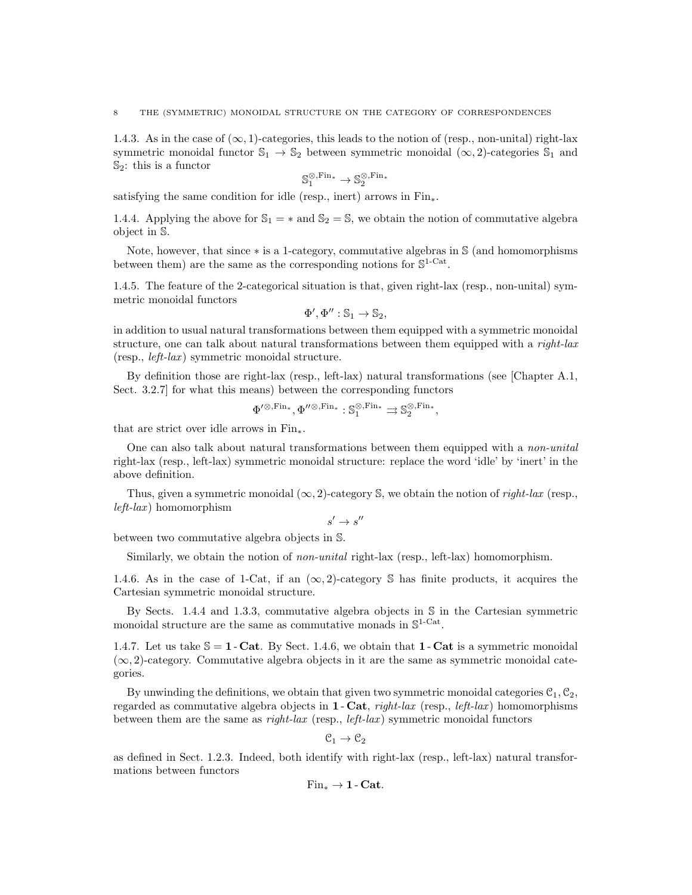1.4.3. As in the case of $(\infty, 1)$-categories, this leads to the notion of (resp., non-unital) right-lax symmetric monoidal functor $\mathbb{S}_1 \to \mathbb{S}_2$ between symmetric monoidal $(\infty, 2)$-categories $\mathbb{S}_1$ and $\mathbb{S}_2$: this is a functor

$$\mathbb{S}_1^{\otimes, \mathrm{Fin}_*} \to \mathbb{S}_2^{\otimes, \mathrm{Fin}_*}$$

satisfying the same condition for idle (resp., inert) arrows in $\mathrm{Fin}_*$.

1.4.4. Applying the above for $\mathbb{S}_1 = *$ and $\mathbb{S}_2 = \mathbb{S}$, we obtain the notion of commutative algebra object in $\mathbb{S}$.

Note, however, that since $*$ is a 1-category, commutative algebras in $\mathbb{S}$ (and homomorphisms between them) are the same as the corresponding notions for $\mathbb{S}^{1\text{-Cat}}$.

1.4.5. The feature of the 2-categorical situation is that, given right-lax (resp., non-unital) symmetric monoidal functors

$$\Phi', \Phi'' : \mathbb{S}_1 \to \mathbb{S}_2,$$

in addition to usual natural transformations between them equipped with a symmetric monoidal structure, one can talk about natural transformations between them equipped with a *right-lax* (resp., *left-lax*) symmetric monoidal structure.

By definition those are right-lax (resp., left-lax) natural transformations (see [Chapter A.1, Sect. 3.2.7] for what this means) between the corresponding functors

$$\Phi'^{\otimes, \mathrm{Fin}_*}, \Phi''^{\otimes, \mathrm{Fin}_*} : \mathbb{S}_1^{\otimes, \mathrm{Fin}_*} \rightrightarrows \mathbb{S}_2^{\otimes, \mathrm{Fin}_*},$$

that are strict over idle arrows in $\mathrm{Fin}_*$.

One can also talk about natural transformations between them equipped with a *non-unital* right-lax (resp., left-lax) symmetric monoidal structure: replace the word 'idle' by 'inert' in the above definition.

Thus, given a symmetric monoidal $(\infty, 2)$-category $\mathbb{S}$, we obtain the notion of *right-lax* (resp., *left-lax*) homomorphism

$$s' \to s''$$

between two commutative algebra objects in $\mathbb{S}$.

Similarly, we obtain the notion of *non-unital* right-lax (resp., left-lax) homomorphism.

1.4.6. As in the case of 1-Cat, if an $(\infty, 2)$-category $\mathbb{S}$ has finite products, it acquires the Cartesian symmetric monoidal structure.

By Sects. 1.4.4 and 1.3.3, commutative algebra objects in $\mathbb{S}$ in the Cartesian symmetric monoidal structure are the same as commutative monads in $\mathbb{S}^{1\text{-Cat}}$.

1.4.7. Let us take $\mathbb{S} = \mathbf{1}\text{-}\mathbf{Cat}$. By Sect. 1.4.6, we obtain that $\mathbf{1}\text{-}\mathbf{Cat}$ is a symmetric monoidal $(\infty, 2)$-category. Commutative algebra objects in it are the same as symmetric monoidal categories.

By unwinding the definitions, we obtain that given two symmetric monoidal categories $\mathcal{C}_1, \mathcal{C}_2$, regarded as commutative algebra objects in $\mathbf{1}\text{-}\mathbf{Cat}$, *right-lax* (resp., *left-lax*) homomorphisms between them are the same as *right-lax* (resp., *left-lax*) symmetric monoidal functors

$$\mathcal{C}_1 \to \mathcal{C}_2$$

as defined in Sect. 1.2.3. Indeed, both identify with right-lax (resp., left-lax) natural transformations between functors

$$\mathrm{Fin}_* \to \mathbf{1}\text{-}\mathbf{Cat}.$$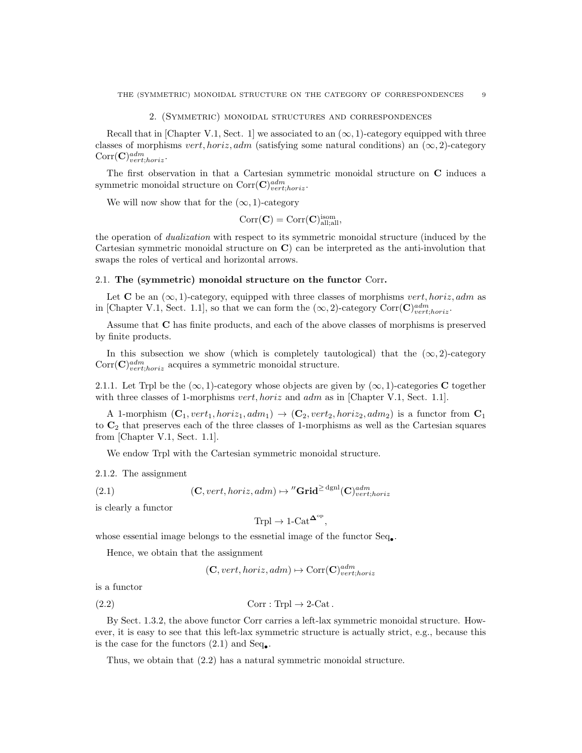## 2. (Symmetric) monoidal structures and correspondences

Recall that in [Chapter V.1, Sect. 1] we associated to an $(\infty, 1)$-category equipped with three classes of morphisms $vert, horiz, adm$ (satisfying some natural conditions) an $(\infty, 2)$-category $\mathrm{Corr}(\mathbf{C})^{adm}_{vert;horiz}$.

The first observation in that a Cartesian symmetric monoidal structure on $\mathbf{C}$ induces a symmetric monoidal structure on $\mathrm{Corr}(\mathbf{C})^{adm}_{vert;horiz}$.

We will now show that for the $(\infty, 1)$-category

$$\mathrm{Corr}(\mathbf{C}) = \mathrm{Corr}(\mathbf{C})^{\mathrm{isom}}_{\mathrm{all;all}},$$

the operation of *dualization* with respect to its symmetric monoidal structure (induced by the Cartesian symmetric monoidal structure on $\mathbf{C}$) can be interpreted as the anti-involution that swaps the roles of vertical and horizontal arrows.

### 2.1. The (symmetric) monoidal structure on the functor Corr.

Let $\mathbf{C}$ be an $(\infty, 1)$-category, equipped with three classes of morphisms $vert, horiz, adm$ as in [Chapter V.1, Sect. 1.1], so that we can form the $(\infty, 2)$-category $\mathrm{Corr}(\mathbf{C})^{adm}_{vert;horiz}$.

Assume that $\mathbf{C}$ has finite products, and each of the above classes of morphisms is preserved by finite products.

In this subsection we show (which is completely tautological) that the $(\infty, 2)$-category $\mathrm{Corr}(\mathbf{C})^{adm}_{vert;horiz}$ acquires a symmetric monoidal structure.

2.1.1. Let Trpl be the $(\infty, 1)$-category whose objects are given by $(\infty, 1)$-categories $\mathbf{C}$ together with three classes of 1-morphisms $vert, horiz$ and $adm$ as in [Chapter V.1, Sect. 1.1].

A 1-morphism $(\mathbf{C}_1, vert_1, horiz_1, adm_1) \to (\mathbf{C}_2, vert_2, horiz_2, adm_2)$ is a functor from $\mathbf{C}_1$ to $\mathbf{C}_2$ that preserves each of the three classes of 1-morphisms as well as the Cartesian squares from [Chapter V.1, Sect. 1.1].

We endow Trpl with the Cartesian symmetric monoidal structure.

2.1.2. The assignment

$$(\mathbf{C}, vert, horiz, adm) \mapsto {}''\mathbf{Grid}^{\geq \mathrm{dgnl}}(\mathbf{C})^{adm}_{vert;horiz} \tag{2.1}$$

is clearly a functor

$$\mathrm{Trpl} \to 1\text{-}\mathrm{Cat}^{\mathbf{\Delta}^{\mathrm{op}}},$$

whose essential image belongs to the essnetial image of the functor $\mathrm{Seq}_\bullet$.

Hence, we obtain that the assignment

$$(\mathbf{C}, vert, horiz, adm) \mapsto \mathrm{Corr}(\mathbf{C})^{adm}_{vert;horiz}$$

is a functor

$$\mathrm{Corr} : \mathrm{Trpl} \to 2\text{-}\mathrm{Cat}\,. \tag{2.2}$$

By Sect. 1.3.2, the above functor Corr carries a left-lax symmetric monoidal structure. However, it is easy to see that this left-lax symmetric structure is actually strict, e.g., because this is the case for the functors (2.1) and $\mathrm{Seq}_\bullet$.

Thus, we obtain that (2.2) has a natural symmetric monoidal structure.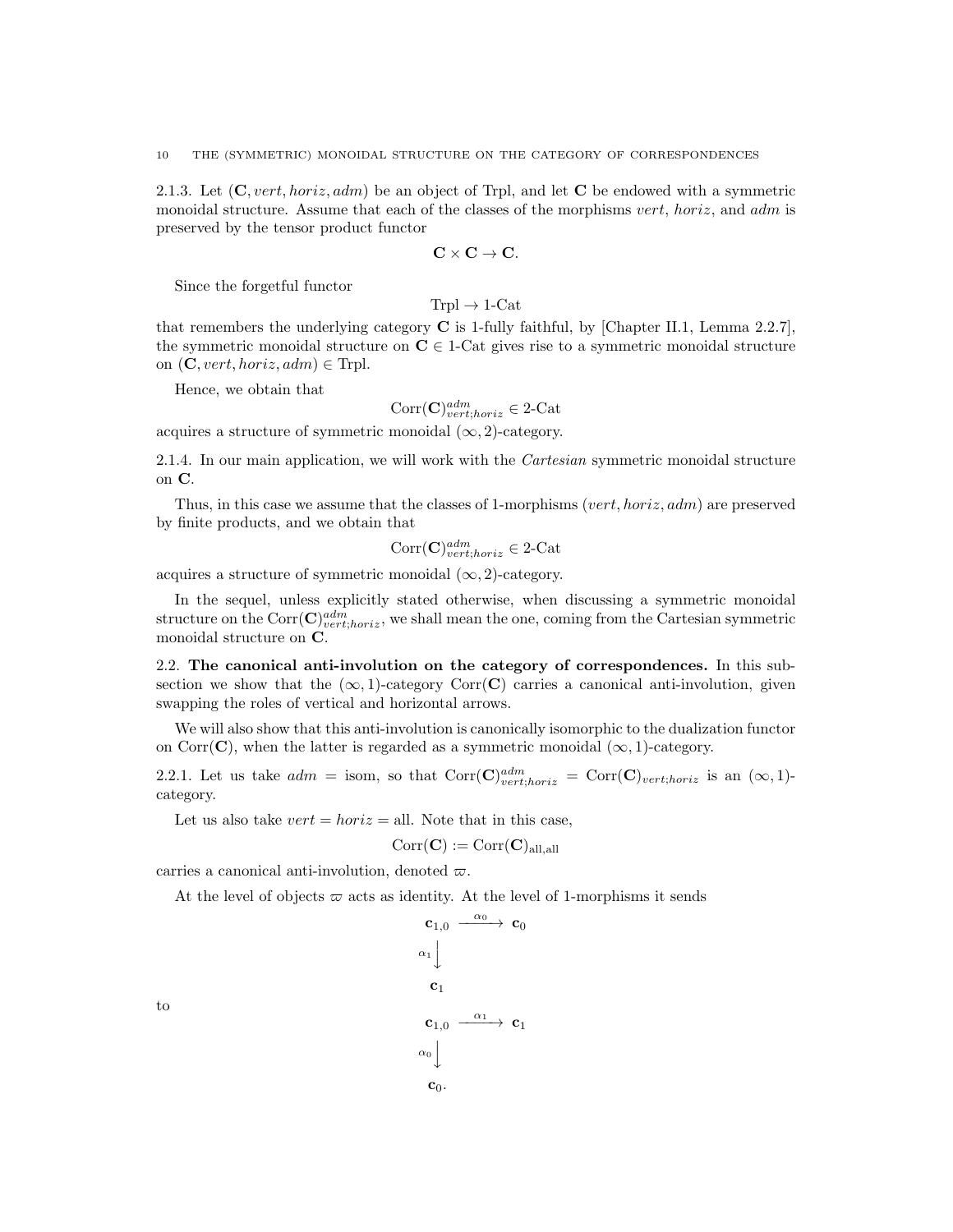2.1.3. Let $(\mathbf{C}, vert, horiz, adm)$ be an object of Trpl, and let $\mathbf{C}$ be endowed with a symmetric monoidal structure. Assume that each of the classes of the morphisms $vert$, $horiz$, and $adm$ is preserved by the tensor product functor

$$\mathbf{C} \times \mathbf{C} \to \mathbf{C}.$$

Since the forgetful functor

$$\text{Trpl} \to 1\text{-Cat}$$

that remembers the underlying category $\mathbf{C}$ is 1-fully faithful, by [Chapter II.1, Lemma 2.2.7], the symmetric monoidal structure on $\mathbf{C} \in 1\text{-Cat}$ gives rise to a symmetric monoidal structure on $(\mathbf{C}, vert, horiz, adm) \in \text{Trpl}$.

Hence, we obtain that

$$\text{Corr}(\mathbf{C})^{adm}_{vert;horiz} \in 2\text{-Cat}$$

acquires a structure of symmetric monoidal $(\infty, 2)$-category.

2.1.4. In our main application, we will work with the *Cartesian* symmetric monoidal structure on $\mathbf{C}$.

Thus, in this case we assume that the classes of 1-morphisms $(vert, horiz, adm)$ are preserved by finite products, and we obtain that

$$\text{Corr}(\mathbf{C})^{adm}_{vert;horiz} \in 2\text{-Cat}$$

acquires a structure of symmetric monoidal $(\infty, 2)$-category.

In the sequel, unless explicitly stated otherwise, when discussing a symmetric monoidal structure on the $\text{Corr}(\mathbf{C})^{adm}_{vert;horiz}$, we shall mean the one, coming from the Cartesian symmetric monoidal structure on $\mathbf{C}$.

2.2. **The canonical anti-involution on the category of correspondences.** In this subsection we show that the $(\infty, 1)$-category $\text{Corr}(\mathbf{C})$ carries a canonical anti-involution, given swapping the roles of vertical and horizontal arrows.

We will also show that this anti-involution is canonically isomorphic to the dualization functor on $\text{Corr}(\mathbf{C})$, when the latter is regarded as a symmetric monoidal $(\infty, 1)$-category.

2.2.1. Let us take $adm = \text{isom}$, so that $\text{Corr}(\mathbf{C})^{adm}_{vert;horiz} = \text{Corr}(\mathbf{C})_{vert;horiz}$ is an $(\infty, 1)$-category.

Let us also take $vert = horiz = \text{all}$. Note that in this case,

$$\text{Corr}(\mathbf{C}) := \text{Corr}(\mathbf{C})_{\text{all},\text{all}}$$

carries a canonical anti-involution, denoted $\varpi$.

At the level of objects $\varpi$ acts as identity. At the level of 1-morphisms it sends

$$\begin{array}{ccc} \mathbf{c}_{1,0} & \xrightarrow{\alpha_0} & \mathbf{c}_0 \\ {\scriptstyle\alpha_1}\big\downarrow & & \\ \mathbf{c}_1 & & \end{array}$$

to

$$\begin{array}{ccc} \mathbf{c}_{1,0} & \xrightarrow{\alpha_1} & \mathbf{c}_1 \\ {\scriptstyle\alpha_0}\big\downarrow & & \\ \mathbf{c}_0. & & \end{array}$$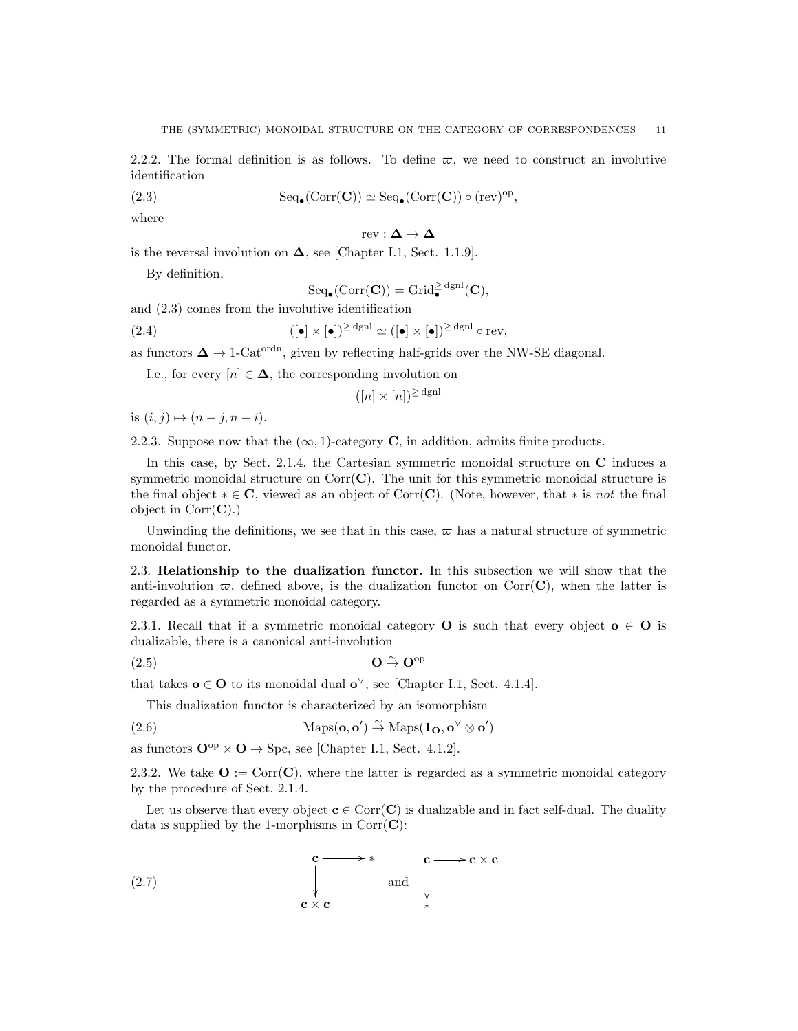2.2.2. The formal definition is as follows. To define $\varpi$, we need to construct an involutive identification

$$\mathrm{Seq}_\bullet(\mathrm{Corr}(\mathbf{C})) \simeq \mathrm{Seq}_\bullet(\mathrm{Corr}(\mathbf{C})) \circ (\mathrm{rev})^{\mathrm{op}}, \tag{2.3}$$

where

$$\mathrm{rev} : \mathbf{\Delta} \to \mathbf{\Delta}$$

is the reversal involution on $\mathbf{\Delta}$, see [Chapter I.1, Sect. 1.1.9].

By definition,

$$\mathrm{Seq}_\bullet(\mathrm{Corr}(\mathbf{C})) = \mathrm{Grid}_\bullet^{\geq\,\mathrm{dgnl}}(\mathbf{C}),$$

and (2.3) comes from the involutive identification

$$([\bullet] \times [\bullet])^{\geq\,\mathrm{dgnl}} \simeq ([\bullet] \times [\bullet])^{\geq\,\mathrm{dgnl}} \circ \mathrm{rev}, \tag{2.4}$$

as functors $\mathbf{\Delta} \to 1\text{-}\mathrm{Cat}^{\mathrm{ordn}}$, given by reflecting half-grids over the NW-SE diagonal.

I.e., for every $[n] \in \mathbf{\Delta}$, the corresponding involution on

$$([n] \times [n])^{\geq\,\mathrm{dgnl}}$$

is $(i,j) \mapsto (n-j, n-i)$.

2.2.3. Suppose now that the $(\infty,1)$-category $\mathbf{C}$, in addition, admits finite products.

In this case, by Sect. 2.1.4, the Cartesian symmetric monoidal structure on $\mathbf{C}$ induces a symmetric monoidal structure on $\mathrm{Corr}(\mathbf{C})$. The unit for this symmetric monoidal structure is the final object $* \in \mathbf{C}$, viewed as an object of $\mathrm{Corr}(\mathbf{C})$. (Note, however, that $*$ is *not* the final object in $\mathrm{Corr}(\mathbf{C})$.)

Unwinding the definitions, we see that in this case, $\varpi$ has a natural structure of symmetric monoidal functor.

2.3. **Relationship to the dualization functor.** In this subsection we will show that the anti-involution $\varpi$, defined above, is the dualization functor on $\mathrm{Corr}(\mathbf{C})$, when the latter is regarded as a symmetric monoidal category.

2.3.1. Recall that if a symmetric monoidal category $\mathbf{O}$ is such that every object $\mathbf{o} \in \mathbf{O}$ is dualizable, there is a canonical anti-involution

$$\mathbf{O} \overset{\sim}{\to} \mathbf{O}^{\mathrm{op}} \tag{2.5}$$

that takes $\mathbf{o} \in \mathbf{O}$ to its monoidal dual $\mathbf{o}^\vee$, see [Chapter I.1, Sect. 4.1.4].

This dualization functor is characterized by an isomorphism

$$\mathrm{Maps}(\mathbf{o}, \mathbf{o}') \overset{\sim}{\to} \mathrm{Maps}(\mathbf{1}_{\mathbf{O}}, \mathbf{o}^\vee \otimes \mathbf{o}') \tag{2.6}$$

as functors $\mathbf{O}^{\mathrm{op}} \times \mathbf{O} \to \mathrm{Spc}$, see [Chapter I.1, Sect. 4.1.2].

2.3.2. We take $\mathbf{O} := \mathrm{Corr}(\mathbf{C})$, where the latter is regarded as a symmetric monoidal category by the procedure of Sect. 2.1.4.

Let us observe that every object $\mathbf{c} \in \mathrm{Corr}(\mathbf{C})$ is dualizable and in fact self-dual. The duality data is supplied by the 1-morphisms in $\mathrm{Corr}(\mathbf{C})$:

$$\begin{array}{ccc} \mathbf{c} & \longrightarrow & * \\ \downarrow & & \\ \mathbf{c} \times \mathbf{c} & & \end{array} \qquad \text{and} \qquad \begin{array}{ccc} \mathbf{c} & \longrightarrow & \mathbf{c} \times \mathbf{c} \\ \downarrow & & \\ * & & \end{array} \tag{2.7}$$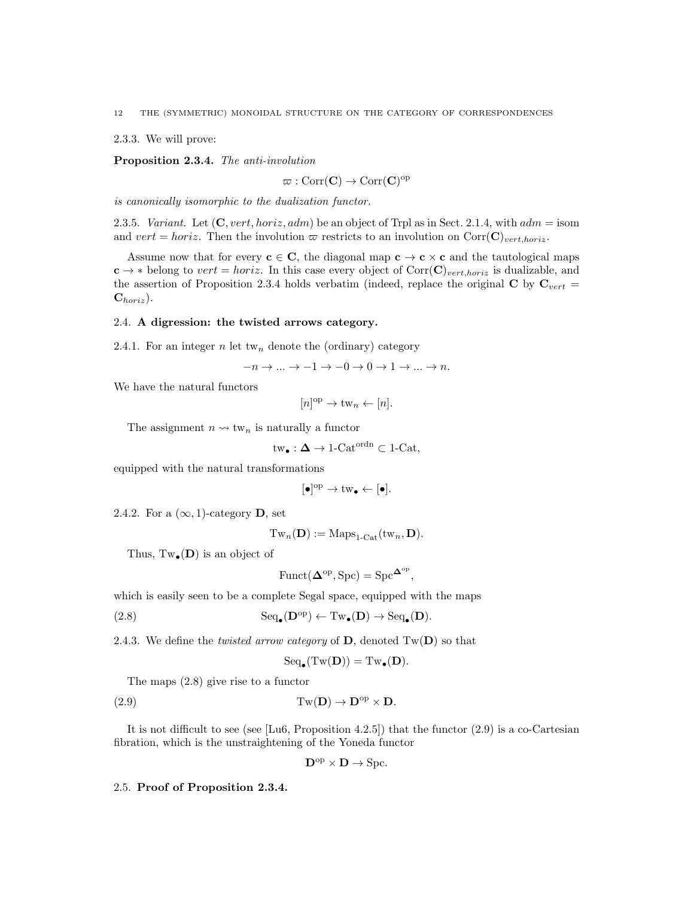2.3.3. We will prove:

**Proposition 2.3.4.** *The anti-involution*

$$\varpi : \mathrm{Corr}(\mathbf{C}) \to \mathrm{Corr}(\mathbf{C})^{\mathrm{op}}$$

*is canonically isomorphic to the dualization functor.*

2.3.5. *Variant.* Let $(\mathbf{C}, vert, horiz, adm)$ be an object of Trpl as in Sect. 2.1.4, with $adm = \mathrm{isom}$ and $vert = horiz$. Then the involution $\varpi$ restricts to an involution on $\mathrm{Corr}(\mathbf{C})_{vert,horiz}$.

Assume now that for every $\mathbf{c} \in \mathbf{C}$, the diagonal map $\mathbf{c} \to \mathbf{c} \times \mathbf{c}$ and the tautological maps $\mathbf{c} \to *$ belong to $vert = horiz$. In this case every object of $\mathrm{Corr}(\mathbf{C})_{vert,horiz}$ is dualizable, and the assertion of Proposition 2.3.4 holds verbatim (indeed, replace the original $\mathbf{C}$ by $\mathbf{C}_{vert} = \mathbf{C}_{horiz}$).

## 2.4. **A digression: the twisted arrows category.**

2.4.1. For an integer $n$ let $\mathrm{tw}_n$ denote the (ordinary) category

$$-n \to ... \to -1 \to -0 \to 0 \to 1 \to ... \to n.$$

We have the natural functors

$$[n]^{\mathrm{op}} \to \mathrm{tw}_n \leftarrow [n].$$

The assignment $n \rightsquigarrow \mathrm{tw}_n$ is naturally a functor

$$\mathrm{tw}_\bullet : \mathbf{\Delta} \to 1\text{-}\mathrm{Cat}^{\mathrm{ordn}} \subset 1\text{-}\mathrm{Cat},$$

equipped with the natural transformations

$$[\bullet]^{\mathrm{op}} \to \mathrm{tw}_\bullet \leftarrow [\bullet].$$

2.4.2. For a $(\infty, 1)$-category $\mathbf{D}$, set

$$\mathrm{Tw}_n(\mathbf{D}) := \mathrm{Maps}_{1\text{-}\mathrm{Cat}}(\mathrm{tw}_n, \mathbf{D}).$$

Thus, $\mathrm{Tw}_\bullet(\mathbf{D})$ is an object of

$$\mathrm{Funct}(\mathbf{\Delta}^{\mathrm{op}}, \mathrm{Spc}) = \mathrm{Spc}^{\mathbf{\Delta}^{\mathrm{op}}},$$

which is easily seen to be a complete Segal space, equipped with the maps

$$\mathrm{Seq}_\bullet(\mathbf{D}^{\mathrm{op}}) \leftarrow \mathrm{Tw}_\bullet(\mathbf{D}) \to \mathrm{Seq}_\bullet(\mathbf{D}). \tag{2.8}$$

2.4.3. We define the *twisted arrow category* of $\mathbf{D}$, denoted $\mathrm{Tw}(\mathbf{D})$ so that

$$\mathrm{Seq}_\bullet(\mathrm{Tw}(\mathbf{D})) = \mathrm{Tw}_\bullet(\mathbf{D}).$$

The maps (2.8) give rise to a functor

$$\mathrm{Tw}(\mathbf{D}) \to \mathbf{D}^{\mathrm{op}} \times \mathbf{D}. \tag{2.9}$$

It is not difficult to see (see [Lu6, Proposition 4.2.5]) that the functor (2.9) is a co-Cartesian fibration, which is the unstraightening of the Yoneda functor

$$\mathbf{D}^{\mathrm{op}} \times \mathbf{D} \to \mathrm{Spc}.$$

## 2.5. **Proof of Proposition 2.3.4.**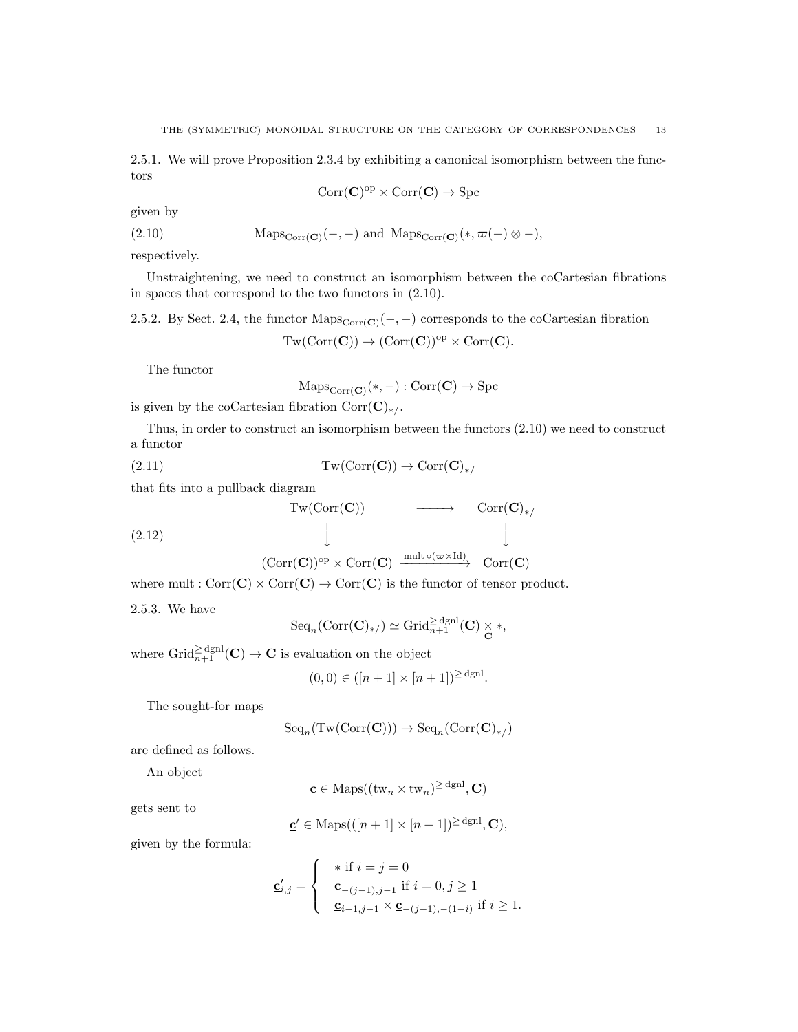2.5.1. We will prove Proposition 2.3.4 by exhibiting a canonical isomorphism between the functors

$$\operatorname{Corr}(\mathbf{C})^{\mathrm{op}} \times \operatorname{Corr}(\mathbf{C}) \to \operatorname{Spc}$$

given by

$$\operatorname{Maps}_{\operatorname{Corr}(\mathbf{C})}(-,-) \text{ and } \operatorname{Maps}_{\operatorname{Corr}(\mathbf{C})}(*, \varpi(-) \otimes -), \tag{2.10}$$

respectively.

Unstraightening, we need to construct an isomorphism between the coCartesian fibrations in spaces that correspond to the two functors in (2.10).

2.5.2. By Sect. 2.4, the functor $\operatorname{Maps}_{\operatorname{Corr}(\mathbf{C})}(-,-)$ corresponds to the coCartesian fibration

$$\operatorname{Tw}(\operatorname{Corr}(\mathbf{C})) \to (\operatorname{Corr}(\mathbf{C}))^{\mathrm{op}} \times \operatorname{Corr}(\mathbf{C}).$$

The functor

$$\operatorname{Maps}_{\operatorname{Corr}(\mathbf{C})}(*,-) : \operatorname{Corr}(\mathbf{C}) \to \operatorname{Spc}$$

is given by the coCartesian fibration $\operatorname{Corr}(\mathbf{C})_{*/}$.

Thus, in order to construct an isomorphism between the functors (2.10) we need to construct a functor

$$\operatorname{Tw}(\operatorname{Corr}(\mathbf{C})) \to \operatorname{Corr}(\mathbf{C})_{*/} \tag{2.11}$$

that fits into a pullback diagram

$$\begin{array}{ccc} \operatorname{Tw}(\operatorname{Corr}(\mathbf{C})) & \longrightarrow & \operatorname{Corr}(\mathbf{C})_{*/} \\ \downarrow & & \downarrow \\ (\operatorname{Corr}(\mathbf{C}))^{\mathrm{op}} \times \operatorname{Corr}(\mathbf{C}) & \xrightarrow{\operatorname{mult} \circ (\varpi \times \operatorname{Id})} & \operatorname{Corr}(\mathbf{C}) \end{array} \tag{2.12}$$

where $\operatorname{mult} : \operatorname{Corr}(\mathbf{C}) \times \operatorname{Corr}(\mathbf{C}) \to \operatorname{Corr}(\mathbf{C})$ is the functor of tensor product.

2.5.3. We have

$$\operatorname{Seq}_n(\operatorname{Corr}(\mathbf{C})_{*/}) \simeq \operatorname{Grid}_{n+1}^{\geq \mathrm{dgnl}}(\mathbf{C}) \underset{\mathbf{C}}{\times} *,$$

where $\operatorname{Grid}_{n+1}^{\geq \mathrm{dgnl}}(\mathbf{C}) \to \mathbf{C}$ is evaluation on the object

$$(0,0) \in ([n+1] \times [n+1])^{\geq \mathrm{dgnl}}.$$

The sought-for maps

$$\operatorname{Seq}_n(\operatorname{Tw}(\operatorname{Corr}(\mathbf{C}))) \to \operatorname{Seq}_n(\operatorname{Corr}(\mathbf{C})_{*/})$$

are defined as follows.

An object

$$\underline{\mathbf{c}} \in \operatorname{Maps}((\mathrm{tw}_n \times \mathrm{tw}_n)^{\geq \mathrm{dgnl}}, \mathbf{C})$$

gets sent to

$$\underline{\mathbf{c}}' \in \operatorname{Maps}(([n+1] \times [n+1])^{\geq \mathrm{dgnl}}, \mathbf{C}),$$

given by the formula:

$$\underline{\mathbf{c}}'_{i,j} = \begin{cases} * \text{ if } i = j = 0 \\ \underline{\mathbf{c}}_{-(j-1),j-1} \text{ if } i = 0, j \geq 1 \\ \underline{\mathbf{c}}_{i-1,j-1} \times \underline{\mathbf{c}}_{-(j-1),-(1-i)} \text{ if } i \geq 1. \end{cases}$$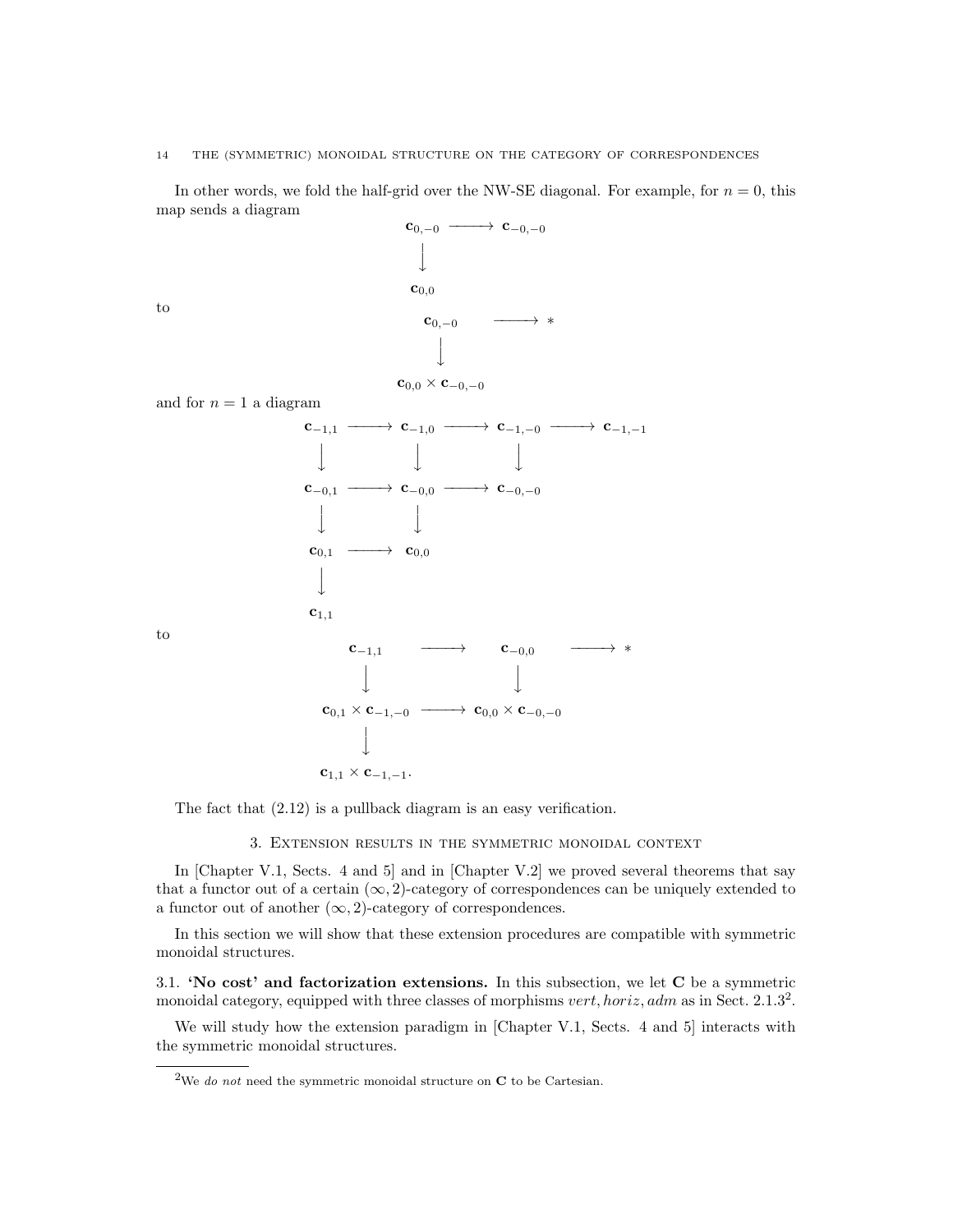In other words, we fold the half-grid over the NW-SE diagonal. For example, for $n=0$, this map sends a diagram

$$\begin{array}{ccc} \mathbf{c}_{0,-0} & \longrightarrow & \mathbf{c}_{-0,-0} \\ \downarrow & & \\ \mathbf{c}_{0,0} & & \end{array}$$

to

$$\begin{array}{ccc} \mathbf{c}_{0,-0} & \longrightarrow & * \\ \downarrow & & \\ \mathbf{c}_{0,0} \times \mathbf{c}_{-0,-0} & & \end{array}$$

and for $n=1$ a diagram

$$\begin{array}{ccccccc} \mathbf{c}_{-1,1} & \longrightarrow & \mathbf{c}_{-1,0} & \longrightarrow & \mathbf{c}_{-1,-0} & \longrightarrow & \mathbf{c}_{-1,-1} \\ \downarrow & & \downarrow & & \downarrow & & \\ \mathbf{c}_{-0,1} & \longrightarrow & \mathbf{c}_{-0,0} & \longrightarrow & \mathbf{c}_{-0,-0} & & \\ \downarrow & & \downarrow & & & & \\ \mathbf{c}_{0,1} & \longrightarrow & \mathbf{c}_{0,0} & & & & \\ \downarrow & & & & & & \\ \mathbf{c}_{1,1} & & & & & & \end{array}$$

to

$$\begin{array}{ccccc} \mathbf{c}_{-1,1} & \longrightarrow & \mathbf{c}_{-0,0} & \longrightarrow & * \\ \downarrow & & \downarrow & & \\ \mathbf{c}_{0,1} \times \mathbf{c}_{-1,-0} & \longrightarrow & \mathbf{c}_{0,0} \times \mathbf{c}_{-0,-0} & & \\ \downarrow & & & & \\ \mathbf{c}_{1,1} \times \mathbf{c}_{-1,-1}. & & & & \end{array}$$

The fact that (2.12) is a pullback diagram is an easy verification.

## 3. Extension results in the symmetric monoidal context

In [Chapter V.1, Sects. 4 and 5] and in [Chapter V.2] we proved several theorems that say that a functor out of a certain $(\infty,2)$-category of correspondences can be uniquely extended to a functor out of another $(\infty,2)$-category of correspondences.

In this section we will show that these extension procedures are compatible with symmetric monoidal structures.

### 3.1. 'No cost' and factorization extensions.

In this subsection, we let $\mathbf{C}$ be a symmetric monoidal category, equipped with three classes of morphisms $vert, horiz, adm$ as in Sect. 2.1.3[2].

We will study how the extension paradigm in [Chapter V.1, Sects. 4 and 5] interacts with the symmetric monoidal structures.

[2] We *do not* need the symmetric monoidal structure on $\mathbf{C}$ to be Cartesian.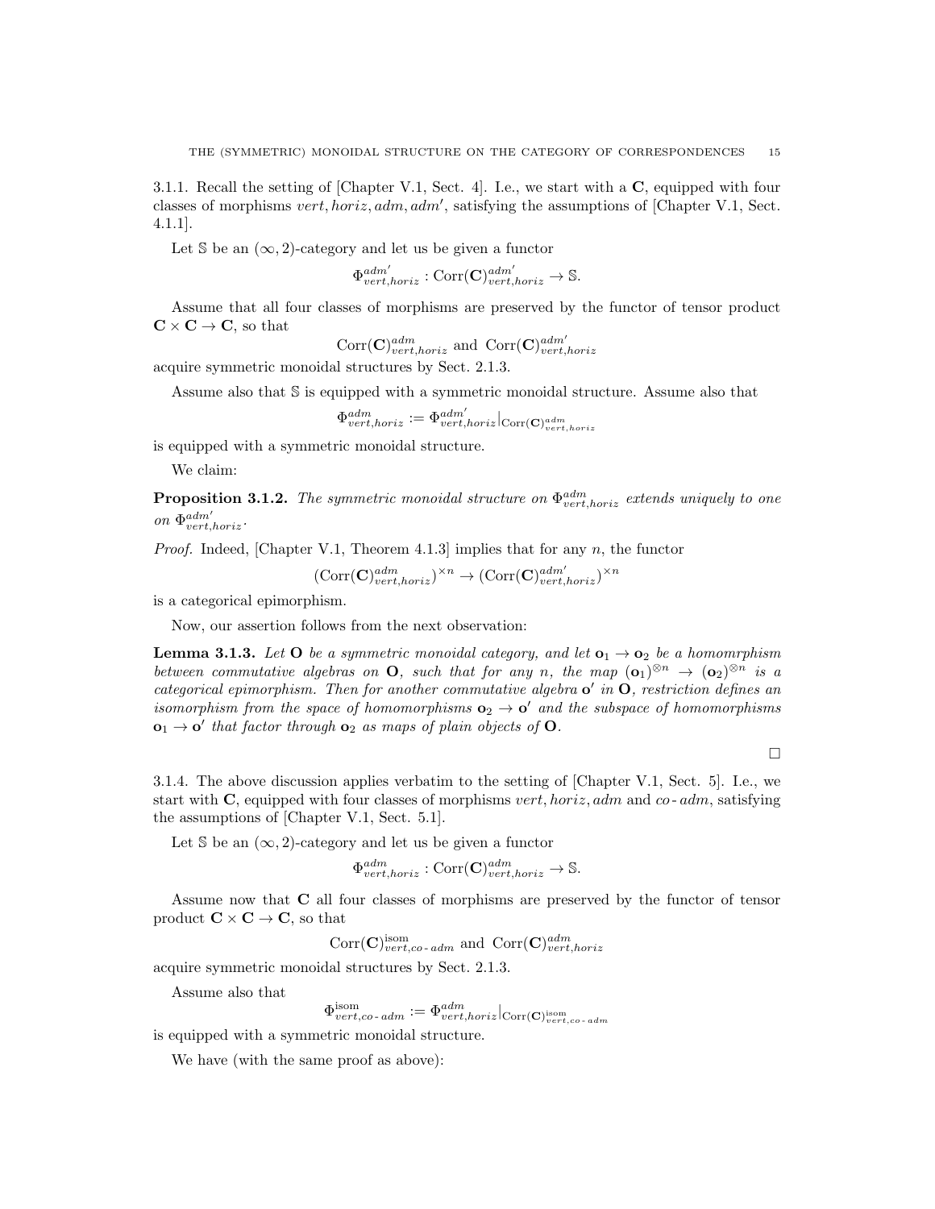3.1.1. Recall the setting of [Chapter V.1, Sect. 4]. I.e., we start with a $\mathbf{C}$, equipped with four classes of morphisms $vert, horiz, adm, adm'$, satisfying the assumptions of [Chapter V.1, Sect. 4.1.1].

Let $\mathbb{S}$ be an $(\infty, 2)$-category and let us be given a functor

$$\Phi^{adm'}_{vert,horiz} : \mathrm{Corr}(\mathbf{C})^{adm'}_{vert,horiz} \to \mathbb{S}.$$

Assume that all four classes of morphisms are preserved by the functor of tensor product $\mathbf{C} \times \mathbf{C} \to \mathbf{C}$, so that

$$\mathrm{Corr}(\mathbf{C})^{adm}_{vert,horiz} \text{ and } \mathrm{Corr}(\mathbf{C})^{adm'}_{vert,horiz}$$

acquire symmetric monoidal structures by Sect. 2.1.3.

Assume also that $\mathbb{S}$ is equipped with a symmetric monoidal structure. Assume also that

$$\Phi^{adm}_{vert,horiz} := \Phi^{adm'}_{vert,horiz}|_{\mathrm{Corr}(\mathbf{C})^{adm}_{vert,horiz}}$$

is equipped with a symmetric monoidal structure.

We claim:

**Proposition 3.1.2.** *The symmetric monoidal structure on $\Phi^{adm}_{vert,horiz}$ extends uniquely to one on $\Phi^{adm'}_{vert,horiz}$.*

*Proof.* Indeed, [Chapter V.1, Theorem 4.1.3] implies that for any $n$, the functor

$$(\mathrm{Corr}(\mathbf{C})^{adm}_{vert,horiz})^{\times n} \to (\mathrm{Corr}(\mathbf{C})^{adm'}_{vert,horiz})^{\times n}$$

is a categorical epimorphism.

Now, our assertion follows from the next observation:

**Lemma 3.1.3.** *Let $\mathbf{O}$ be a symmetric monoidal category, and let $\mathbf{o}_1 \to \mathbf{o}_2$ be a homomrphism between commutative algebras on $\mathbf{O}$, such that for any $n$, the map $(\mathbf{o}_1)^{\otimes n} \to (\mathbf{o}_2)^{\otimes n}$ is a categorical epimorphism. Then for another commutative algebra $\mathbf{o}'$ in $\mathbf{O}$, restriction defines an isomorphism from the space of homomorphisms $\mathbf{o}_2 \to \mathbf{o}'$ and the subspace of homomorphisms $\mathbf{o}_1 \to \mathbf{o}'$ that factor through $\mathbf{o}_2$ as maps of plain objects of $\mathbf{O}$.*

□

3.1.4. The above discussion applies verbatim to the setting of [Chapter V.1, Sect. 5]. I.e., we start with $\mathbf{C}$, equipped with four classes of morphisms $vert, horiz, adm$ and $co\text{-}adm$, satisfying the assumptions of [Chapter V.1, Sect. 5.1].

Let $\mathbb{S}$ be an $(\infty, 2)$-category and let us be given a functor

$$\Phi^{adm}_{vert,horiz} : \mathrm{Corr}(\mathbf{C})^{adm}_{vert,horiz} \to \mathbb{S}.$$

Assume now that $\mathbf{C}$ all four classes of morphisms are preserved by the functor of tensor product $\mathbf{C} \times \mathbf{C} \to \mathbf{C}$, so that

$$\mathrm{Corr}(\mathbf{C})^{\mathrm{isom}}_{vert,co\text{-}adm} \text{ and } \mathrm{Corr}(\mathbf{C})^{adm}_{vert,horiz}$$

acquire symmetric monoidal structures by Sect. 2.1.3.

Assume also that

$$\Phi^{\mathrm{isom}}_{vert,co\text{-}adm} := \Phi^{adm}_{vert,horiz}|_{\mathrm{Corr}(\mathbf{C})^{\mathrm{isom}}_{vert,co\text{-}adm}}$$

is equipped with a symmetric monoidal structure.

We have (with the same proof as above):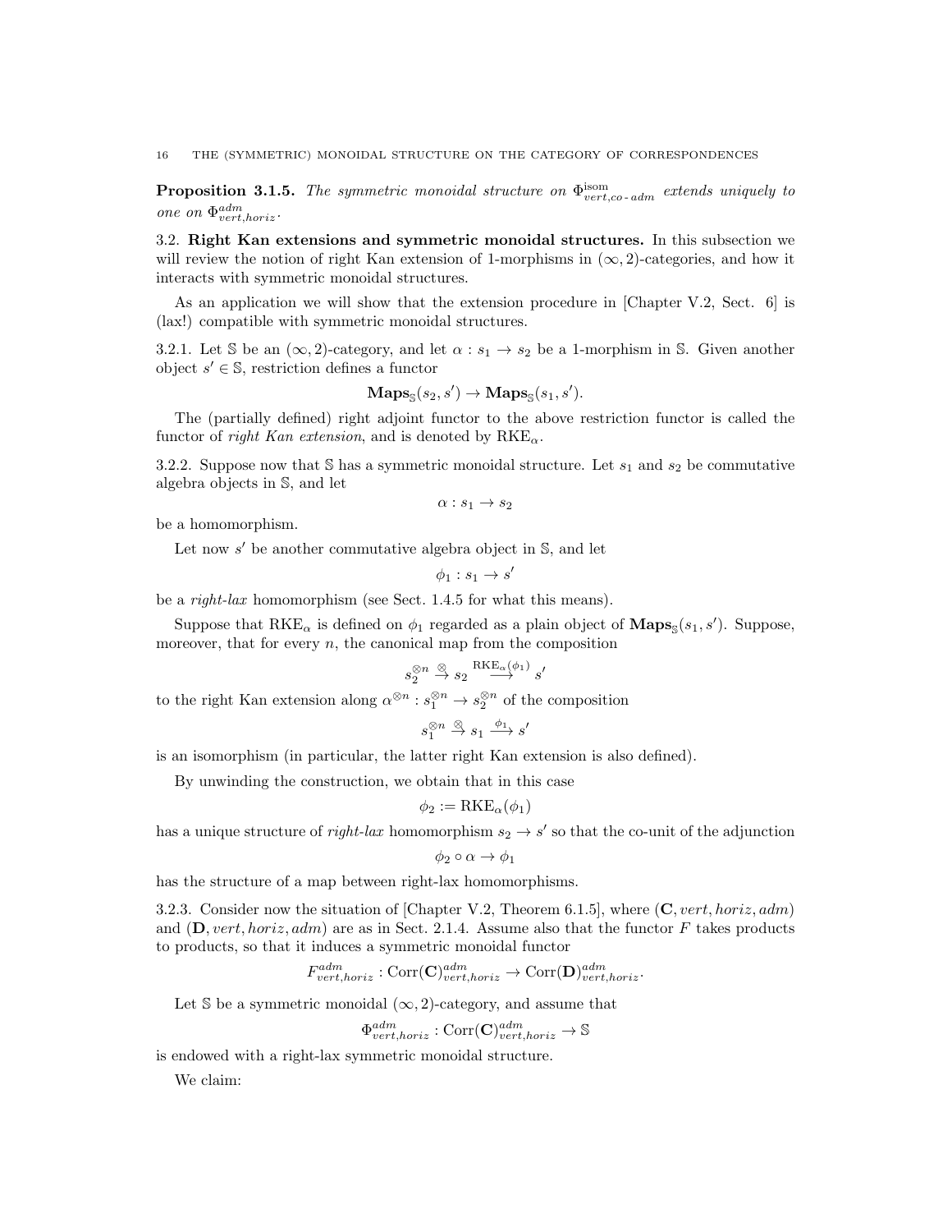**Proposition 3.1.5.** *The symmetric monoidal structure on $\Phi^{\text{isom}}_{vert,co\text{-}adm}$ extends uniquely to one on $\Phi^{adm}_{vert,horiz}$.*

## 3.2. Right Kan extensions and symmetric monoidal structures.

In this subsection we will review the notion of right Kan extension of 1-morphisms in $(\infty,2)$-categories, and how it interacts with symmetric monoidal structures.

As an application we will show that the extension procedure in [Chapter V.2, Sect. 6] is (lax!) compatible with symmetric monoidal structures.

3.2.1. Let $\mathbb{S}$ be an $(\infty,2)$-category, and let $\alpha : s_1 \to s_2$ be a 1-morphism in $\mathbb{S}$. Given another object $s' \in \mathbb{S}$, restriction defines a functor

$$\mathbf{Maps}_{\mathbb{S}}(s_2, s') \to \mathbf{Maps}_{\mathbb{S}}(s_1, s').$$

The (partially defined) right adjoint functor to the above restriction functor is called the functor of *right Kan extension*, and is denoted by $\mathrm{RKE}_\alpha$.

3.2.2. Suppose now that $\mathbb{S}$ has a symmetric monoidal structure. Let $s_1$ and $s_2$ be commutative algebra objects in $\mathbb{S}$, and let

$$\alpha : s_1 \to s_2$$

be a homomorphism.

Let now $s'$ be another commutative algebra object in $\mathbb{S}$, and let

$$\phi_1 : s_1 \to s'$$

be a *right-lax* homomorphism (see Sect. 1.4.5 for what this means).

Suppose that $\mathrm{RKE}_\alpha$ is defined on $\phi_1$ regarded as a plain object of $\mathbf{Maps}_{\mathbb{S}}(s_1, s')$. Suppose, moreover, that for every $n$, the canonical map from the composition

$$s_2^{\otimes n} \overset{\otimes}{\to} s_2 \overset{\mathrm{RKE}_\alpha(\phi_1)}{\longrightarrow} s'$$

to the right Kan extension along $\alpha^{\otimes n} : s_1^{\otimes n} \to s_2^{\otimes n}$ of the composition

$$s_1^{\otimes n} \overset{\otimes}{\to} s_1 \overset{\phi_1}{\longrightarrow} s'$$

is an isomorphism (in particular, the latter right Kan extension is also defined).

By unwinding the construction, we obtain that in this case

$$\phi_2 := \mathrm{RKE}_\alpha(\phi_1)$$

has a unique structure of *right-lax* homomorphism $s_2 \to s'$ so that the co-unit of the adjunction

$$\phi_2 \circ \alpha \to \phi_1$$

has the structure of a map between right-lax homomorphisms.

3.2.3. Consider now the situation of [Chapter V.2, Theorem 6.1.5], where $(\mathbf{C}, vert, horiz, adm)$ and $(\mathbf{D}, vert, horiz, adm)$ are as in Sect. 2.1.4. Assume also that the functor $F$ takes products to products, so that it induces a symmetric monoidal functor

$$F^{adm}_{vert,horiz} : \mathrm{Corr}(\mathbf{C})^{adm}_{vert,horiz} \to \mathrm{Corr}(\mathbf{D})^{adm}_{vert,horiz}.$$

Let $\mathbb{S}$ be a symmetric monoidal $(\infty,2)$-category, and assume that

$$\Phi^{adm}_{vert,horiz} : \mathrm{Corr}(\mathbf{C})^{adm}_{vert,horiz} \to \mathbb{S}$$

is endowed with a right-lax symmetric monoidal structure.

We claim: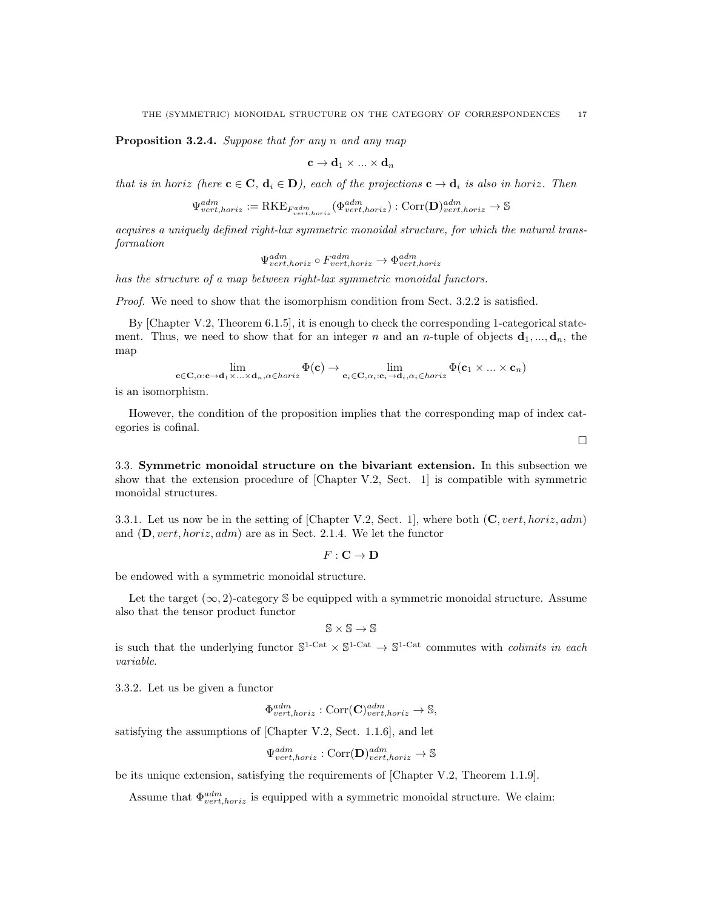**Proposition 3.2.4.** *Suppose that for any $n$ and any map*

$$\mathbf{c} \to \mathbf{d}_1 \times ... \times \mathbf{d}_n$$

*that is in horiz (here $\mathbf{c} \in \mathbf{C}$, $\mathbf{d}_i \in \mathbf{D}$), each of the projections $\mathbf{c} \to \mathbf{d}_i$ is also in horiz. Then*

$$\Psi^{adm}_{vert,horiz} := \mathrm{RKE}_{F^{adm}_{vert,horiz}}(\Phi^{adm}_{vert,horiz}) : \mathrm{Corr}(\mathbf{D})^{adm}_{vert,horiz} \to \mathbb{S}$$

*acquires a uniquely defined right-lax symmetric monoidal structure, for which the natural transformation*

$$\Psi^{adm}_{vert,horiz} \circ F^{adm}_{vert,horiz} \to \Phi^{adm}_{vert,horiz}$$

*has the structure of a map between right-lax symmetric monoidal functors.*

*Proof.* We need to show that the isomorphism condition from Sect. 3.2.2 is satisfied.

By [Chapter V.2, Theorem 6.1.5], it is enough to check the corresponding 1-categorical statement. Thus, we need to show that for an integer $n$ and an $n$-tuple of objects $\mathbf{d}_1, ..., \mathbf{d}_n$, the map

$$\lim_{\mathbf{c} \in \mathbf{C}, \alpha : \mathbf{c} \to \mathbf{d}_1 \times ... \times \mathbf{d}_n, \alpha \in horiz} \Phi(\mathbf{c}) \to \lim_{\mathbf{c}_i \in \mathbf{C}, \alpha_i : \mathbf{c}_i \to \mathbf{d}_i, \alpha_i \in horiz} \Phi(\mathbf{c}_1 \times ... \times \mathbf{c}_n)$$

is an isomorphism.

However, the condition of the proposition implies that the corresponding map of index categories is cofinal.

□

3.3. **Symmetric monoidal structure on the bivariant extension.** In this subsection we show that the extension procedure of [Chapter V.2, Sect. 1] is compatible with symmetric monoidal structures.

3.3.1. Let us now be in the setting of [Chapter V.2, Sect. 1], where both $(\mathbf{C}, vert, horiz, adm)$ and $(\mathbf{D}, vert, horiz, adm)$ are as in Sect. 2.1.4. We let the functor

$$F : \mathbf{C} \to \mathbf{D}$$

be endowed with a symmetric monoidal structure.

Let the target $(\infty, 2)$-category $\mathbb{S}$ be equipped with a symmetric monoidal structure. Assume also that the tensor product functor

$$\mathbb{S} \times \mathbb{S} \to \mathbb{S}$$

is such that the underlying functor $\mathbb{S}^{1\text{-Cat}} \times \mathbb{S}^{1\text{-Cat}} \to \mathbb{S}^{1\text{-Cat}}$ commutes with *colimits in each variable*.

3.3.2. Let us be given a functor

$$\Phi^{adm}_{vert,horiz} : \mathrm{Corr}(\mathbf{C})^{adm}_{vert,horiz} \to \mathbb{S},$$

satisfying the assumptions of [Chapter V.2, Sect. 1.1.6], and let

$$\Psi^{adm}_{vert,horiz} : \mathrm{Corr}(\mathbf{D})^{adm}_{vert,horiz} \to \mathbb{S}$$

be its unique extension, satisfying the requirements of [Chapter V.2, Theorem 1.1.9].

Assume that $\Phi^{adm}_{vert,horiz}$ is equipped with a symmetric monoidal structure. We claim: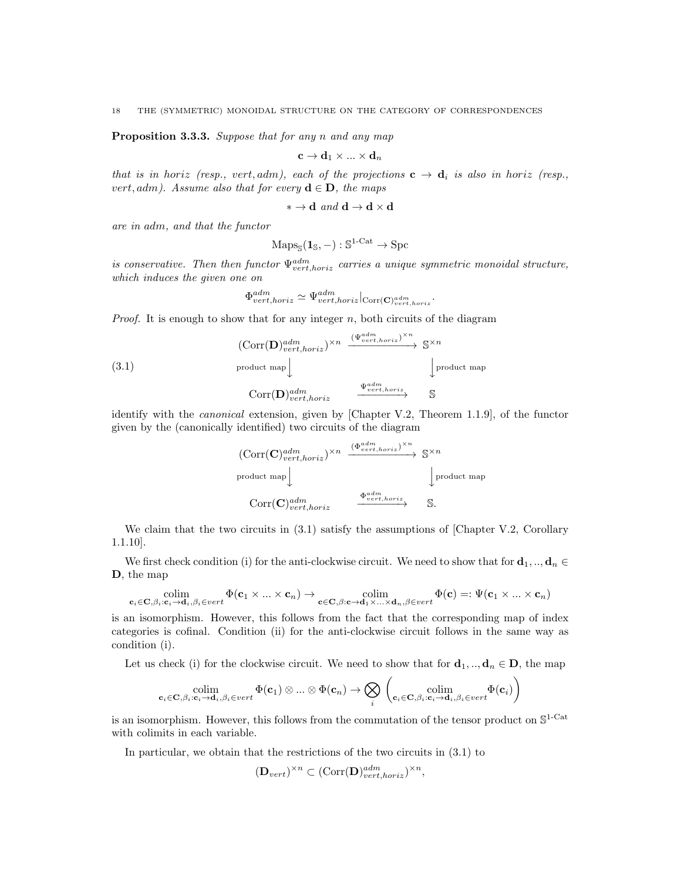**Proposition 3.3.3.** *Suppose that for any $n$ and any map*

$$\mathbf{c} \to \mathbf{d}_1 \times ... \times \mathbf{d}_n$$

*that is in horiz (resp., vert, adm), each of the projections $\mathbf{c} \to \mathbf{d}_i$ is also in horiz (resp., vert, adm). Assume also that for every $\mathbf{d} \in \mathbf{D}$, the maps*

$$* \to \mathbf{d} \text{ and } \mathbf{d} \to \mathbf{d} \times \mathbf{d}$$

*are in adm, and that the functor*

$$\mathrm{Maps}_{\mathbb{S}}(\mathbf{1}_{\mathbb{S}}, -) : \mathbb{S}^{1\text{-Cat}} \to \mathrm{Spc}$$

*is conservative. Then then functor $\Psi^{adm}_{vert,horiz}$ carries a unique symmetric monoidal structure, which induces the given one on*

$$\Phi^{adm}_{vert,horiz} \simeq \Psi^{adm}_{vert,horiz}|_{\mathrm{Corr}(\mathbf{C})^{adm}_{vert,horiz}}.$$

*Proof.* It is enough to show that for any integer $n$, both circuits of the diagram

$$\begin{array}{ccc} (\mathrm{Corr}(\mathbf{D})^{adm}_{vert,horiz})^{\times n} & \xrightarrow{(\Psi^{adm}_{vert,horiz})^{\times n}} & \mathbb{S}^{\times n} \\ {\scriptstyle \text{product map}}\downarrow & & \downarrow{\scriptstyle \text{product map}} \\ \mathrm{Corr}(\mathbf{D})^{adm}_{vert,horiz} & \xrightarrow{\Psi^{adm}_{vert,horiz}} & \mathbb{S} \end{array} \tag{3.1}$$

identify with the *canonical* extension, given by [Chapter V.2, Theorem 1.1.9], of the functor given by the (canonically identified) two circuits of the diagram

$$\begin{array}{ccc} (\mathrm{Corr}(\mathbf{C})^{adm}_{vert,horiz})^{\times n} & \xrightarrow{(\Phi^{adm}_{vert,horiz})^{\times n}} & \mathbb{S}^{\times n} \\ {\scriptstyle \text{product map}}\downarrow & & \downarrow{\scriptstyle \text{product map}} \\ \mathrm{Corr}(\mathbf{C})^{adm}_{vert,horiz} & \xrightarrow{\Phi^{adm}_{vert,horiz}} & \mathbb{S}. \end{array}$$

We claim that the two circuits in (3.1) satisfy the assumptions of [Chapter V.2, Corollary 1.1.10].

We first check condition (i) for the anti-clockwise circuit. We need to show that for $\mathbf{d}_1, .., \mathbf{d}_n \in \mathbf{D}$, the map

$$\underset{\mathbf{c}_i \in \mathbf{C}, \beta_i : \mathbf{c}_i \to \mathbf{d}_i, \beta_i \in vert}{\mathrm{colim}} \Phi(\mathbf{c}_1 \times ... \times \mathbf{c}_n) \to \underset{\mathbf{c} \in \mathbf{C}, \beta : \mathbf{c} \to \mathbf{d}_1 \times ... \times \mathbf{d}_n, \beta \in vert}{\mathrm{colim}} \Phi(\mathbf{c}) =: \Psi(\mathbf{c}_1 \times ... \times \mathbf{c}_n)$$

is an isomorphism. However, this follows from the fact that the corresponding map of index categories is cofinal. Condition (ii) for the anti-clockwise circuit follows in the same way as condition (i).

Let us check (i) for the clockwise circuit. We need to show that for $\mathbf{d}_1, .., \mathbf{d}_n \in \mathbf{D}$, the map

$$\underset{\mathbf{c}_i \in \mathbf{C}, \beta_i : \mathbf{c}_i \to \mathbf{d}_i, \beta_i \in vert}{\mathrm{colim}} \Phi(\mathbf{c}_1) \otimes ... \otimes \Phi(\mathbf{c}_n) \to \bigotimes_i \left( \underset{\mathbf{c}_i \in \mathbf{C}, \beta_i : \mathbf{c}_i \to \mathbf{d}_i, \beta_i \in vert}{\mathrm{colim}} \Phi(\mathbf{c}_i) \right)$$

is an isomorphism. However, this follows from the commutation of the tensor product on $\mathbb{S}^{1\text{-Cat}}$ with colimits in each variable.

In particular, we obtain that the restrictions of the two circuits in (3.1) to

$$(\mathbf{D}_{vert})^{\times n} \subset (\mathrm{Corr}(\mathbf{D})^{adm}_{vert,horiz})^{\times n},$$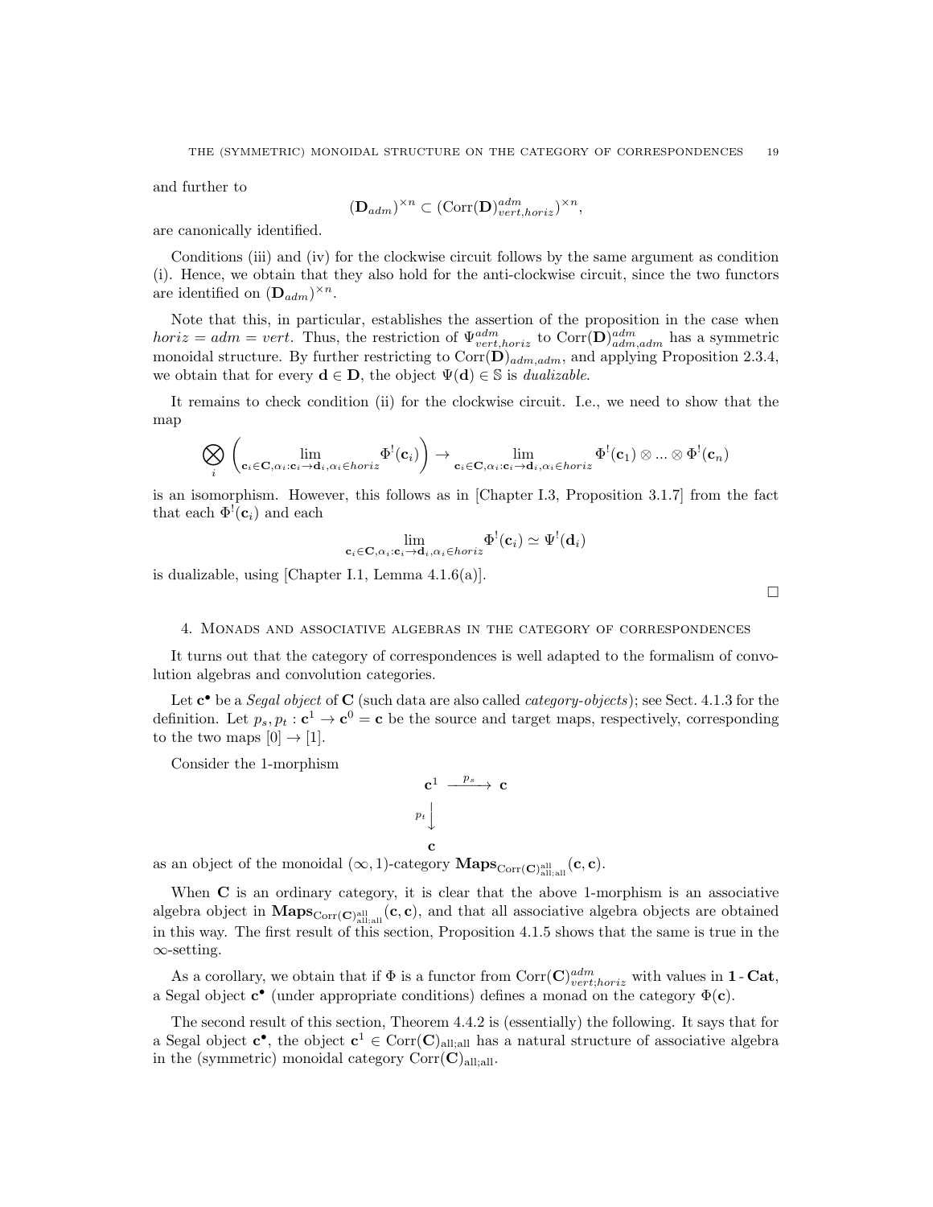and further to

$$(\mathbf{D}_{adm})^{\times n} \subset (\mathrm{Corr}(\mathbf{D})^{adm}_{vert,horiz})^{\times n},$$

are canonically identified.

Conditions (iii) and (iv) for the clockwise circuit follows by the same argument as condition (i). Hence, we obtain that they also hold for the anti-clockwise circuit, since the two functors are identified on $(\mathbf{D}_{adm})^{\times n}$.

Note that this, in particular, establishes the assertion of the proposition in the case when $horiz = adm = vert$. Thus, the restriction of $\Psi^{adm}_{vert,horiz}$ to $\mathrm{Corr}(\mathbf{D})^{adm}_{adm,adm}$ has a symmetric monoidal structure. By further restricting to $\mathrm{Corr}(\mathbf{D})_{adm,adm}$, and applying Proposition 2.3.4, we obtain that for every $\mathbf{d} \in \mathbf{D}$, the object $\Psi(\mathbf{d}) \in \mathbb{S}$ is *dualizable*.

It remains to check condition (ii) for the clockwise circuit. I.e., we need to show that the map

$$\bigotimes_i \left( \lim_{\mathbf{c}_i \in \mathbf{C}, \alpha_i : \mathbf{c}_i \to \mathbf{d}_i, \alpha_i \in horiz} \Phi^!(\mathbf{c}_i) \right) \to \lim_{\mathbf{c}_i \in \mathbf{C}, \alpha_i : \mathbf{c}_i \to \mathbf{d}_i, \alpha_i \in horiz} \Phi^!(\mathbf{c}_1) \otimes ... \otimes \Phi^!(\mathbf{c}_n)$$

is an isomorphism. However, this follows as in [Chapter I.3, Proposition 3.1.7] from the fact that each $\Phi^!(\mathbf{c}_i)$ and each

$$\lim_{\mathbf{c}_i \in \mathbf{C}, \alpha_i : \mathbf{c}_i \to \mathbf{d}_i, \alpha_i \in horiz} \Phi^!(\mathbf{c}_i) \simeq \Psi^!(\mathbf{d}_i)$$

is dualizable, using [Chapter I.1, Lemma 4.1.6(a)].

□

## 4. Monads and associative algebras in the category of correspondences

It turns out that the category of correspondences is well adapted to the formalism of convolution algebras and convolution categories.

Let $\mathbf{c}^\bullet$ be a *Segal object* of $\mathbf{C}$ (such data are also called *category-objects*); see Sect. 4.1.3 for the definition. Let $p_s, p_t : \mathbf{c}^1 \to \mathbf{c}^0 = \mathbf{c}$ be the source and target maps, respectively, corresponding to the two maps $[0] \to [1]$.

Consider the 1-morphism

$$\begin{array}{ccc} \mathbf{c}^1 & \xrightarrow{p_s} & \mathbf{c} \\ {\scriptstyle p_t}\big\downarrow & & \\ \mathbf{c} & & \end{array}$$

as an object of the monoidal $(\infty,1)$-category $\mathbf{Maps}_{\mathrm{Corr}(\mathbf{C})^{\mathrm{all}}_{\mathrm{all;all}}}(\mathbf{c}, \mathbf{c})$.

When $\mathbf{C}$ is an ordinary category, it is clear that the above 1-morphism is an associative algebra object in $\mathbf{Maps}_{\mathrm{Corr}(\mathbf{C})^{\mathrm{all}}_{\mathrm{all;all}}}(\mathbf{c}, \mathbf{c})$, and that all associative algebra objects are obtained in this way. The first result of this section, Proposition 4.1.5 shows that the same is true in the $\infty$-setting.

As a corollary, we obtain that if $\Phi$ is a functor from $\mathrm{Corr}(\mathbf{C})^{adm}_{vert;horiz}$ with values in $\mathbf{1}\text{-}\mathbf{Cat}$, a Segal object $\mathbf{c}^\bullet$ (under appropriate conditions) defines a monad on the category $\Phi(\mathbf{c})$.

The second result of this section, Theorem 4.4.2 is (essentially) the following. It says that for a Segal object $\mathbf{c}^\bullet$, the object $\mathbf{c}^1 \in \mathrm{Corr}(\mathbf{C})_{\mathrm{all;all}}$ has a natural structure of associative algebra in the (symmetric) monoidal category $\mathrm{Corr}(\mathbf{C})_{\mathrm{all;all}}$.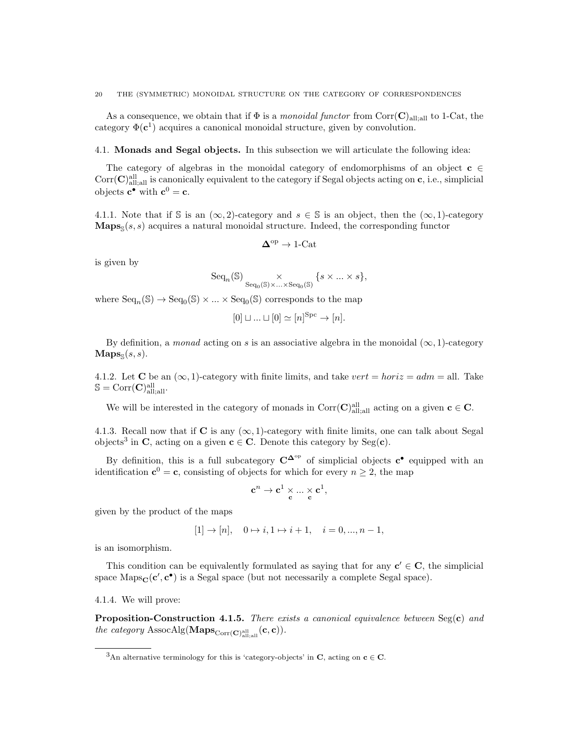As a consequence, we obtain that if $\Phi$ is a *monoidal functor* from $\mathrm{Corr}(\mathbf{C})_{\mathrm{all;all}}$ to 1-Cat, the category $\Phi(\mathbf{c}^1)$ acquires a canonical monoidal structure, given by convolution.

## 4.1. Monads and Segal objects.

In this subsection we will articulate the following idea:

The category of algebras in the monoidal category of endomorphisms of an object $\mathbf{c} \in \mathrm{Corr}(\mathbf{C})^{\mathrm{all}}_{\mathrm{all;all}}$ is canonically equivalent to the category if Segal objects acting on $\mathbf{c}$, i.e., simplicial objects $\mathbf{c}^\bullet$ with $\mathbf{c}^0 = \mathbf{c}$.

4.1.1. Note that if $\mathbb{S}$ is an $(\infty, 2)$-category and $s \in \mathbb{S}$ is an object, then the $(\infty, 1)$-category $\mathbf{Maps}_{\mathbb{S}}(s, s)$ acquires a natural monoidal structure. Indeed, the corresponding functor

$$\mathbf{\Delta}^{\mathrm{op}} \to \text{1-Cat}$$

is given by

$$\mathrm{Seq}_n(\mathbb{S}) \underset{\mathrm{Seq}_0(\mathbb{S}) \times \ldots \times \mathrm{Seq}_0(\mathbb{S})}{\times} \{s \times \ldots \times s\},$$

where $\mathrm{Seq}_n(\mathbb{S}) \to \mathrm{Seq}_0(\mathbb{S}) \times \ldots \times \mathrm{Seq}_0(\mathbb{S})$ corresponds to the map

$$[0] \sqcup \ldots \sqcup [0] \simeq [n]^{\mathrm{Spc}} \to [n].$$

By definition, a *monad* acting on $s$ is an associative algebra in the monoidal $(\infty, 1)$-category $\mathbf{Maps}_{\mathbb{S}}(s, s)$.

4.1.2. Let $\mathbf{C}$ be an $(\infty, 1)$-category with finite limits, and take $vert = horiz = adm = \mathrm{all}$. Take $\mathbb{S} = \mathrm{Corr}(\mathbf{C})^{\mathrm{all}}_{\mathrm{all;all}}$.

We will be interested in the category of monads in $\mathrm{Corr}(\mathbf{C})^{\mathrm{all}}_{\mathrm{all;all}}$ acting on a given $\mathbf{c} \in \mathbf{C}$.

4.1.3. Recall now that if $\mathbf{C}$ is any $(\infty, 1)$-category with finite limits, one can talk about Segal objects[3] in $\mathbf{C}$, acting on a given $\mathbf{c} \in \mathbf{C}$. Denote this category by $\mathrm{Seg}(\mathbf{c})$.

By definition, this is a full subcategory $\mathbf{C}^{\mathbf{\Delta}^{\mathrm{op}}}$ of simplicial objects $\mathbf{c}^\bullet$ equipped with an identification $\mathbf{c}^0 = \mathbf{c}$, consisting of objects for which for every $n \geq 2$, the map

$$\mathbf{c}^n \to \mathbf{c}^1 \underset{\mathbf{c}}{\times} \ldots \underset{\mathbf{c}}{\times} \mathbf{c}^1,$$

given by the product of the maps

$$[1] \to [n], \quad 0 \mapsto i, 1 \mapsto i+1, \quad i = 0, \ldots, n-1,$$

is an isomorphism.

This condition can be equivalently formulated as saying that for any $\mathbf{c}' \in \mathbf{C}$, the simplicial space $\mathrm{Maps}_{\mathbf{C}}(\mathbf{c}', \mathbf{c}^\bullet)$ is a Segal space (but not necessarily a complete Segal space).

4.1.4. We will prove:

**Proposition-Construction 4.1.5.** *There exists a canonical equivalence between* $\mathrm{Seg}(\mathbf{c})$ *and the category* $\mathrm{AssocAlg}(\mathbf{Maps}_{\mathrm{Corr}(\mathbf{C})^{\mathrm{all}}_{\mathrm{all;all}}}(\mathbf{c}, \mathbf{c}))$.

---

[3] An alternative terminology for this is 'category-objects' in $\mathbf{C}$, acting on $\mathbf{c} \in \mathbf{C}$.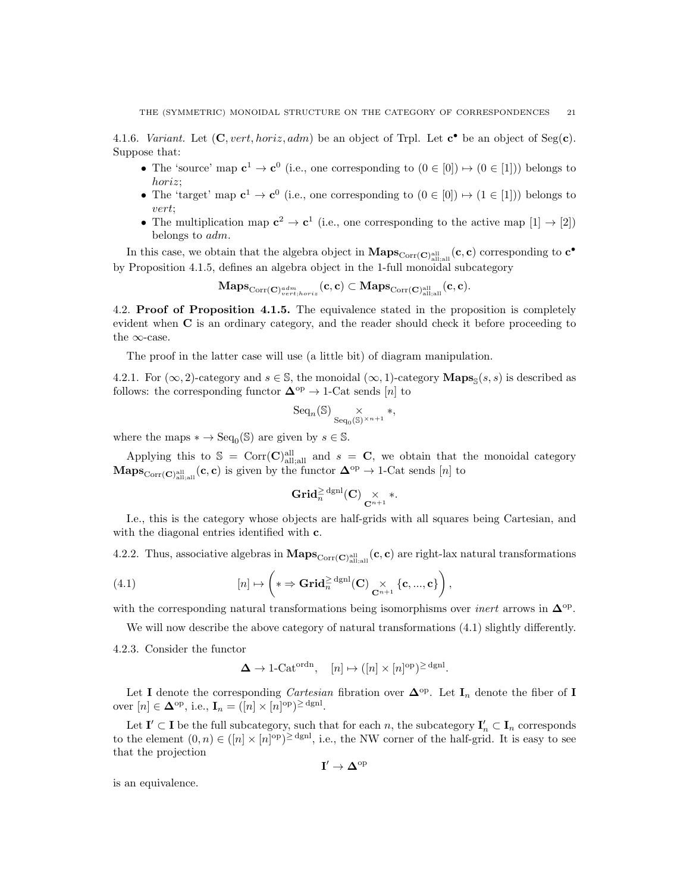4.1.6. *Variant.* Let $(\mathbf{C}, vert, horiz, adm)$ be an object of Trpl. Let $\mathbf{c}^\bullet$ be an object of $\text{Seg}(\mathbf{c})$. Suppose that:

- The 'source' map $\mathbf{c}^1 \to \mathbf{c}^0$ (i.e., one corresponding to $(0 \in [0]) \mapsto (0 \in [1])$) belongs to *horiz*;
- The 'target' map $\mathbf{c}^1 \to \mathbf{c}^0$ (i.e., one corresponding to $(0 \in [0]) \mapsto (1 \in [1])$) belongs to *vert*;
- The multiplication map $\mathbf{c}^2 \to \mathbf{c}^1$ (i.e., one corresponding to the active map $[1] \to [2]$) belongs to *adm*.

In this case, we obtain that the algebra object in $\mathbf{Maps}_{\text{Corr}(\mathbf{C})^{\text{all}}_{\text{all;all}}}(\mathbf{c}, \mathbf{c})$ corresponding to $\mathbf{c}^\bullet$ by Proposition 4.1.5, defines an algebra object in the 1-full monoidal subcategory

$$\mathbf{Maps}_{\text{Corr}(\mathbf{C})^{adm}_{vert;horiz}}(\mathbf{c}, \mathbf{c}) \subset \mathbf{Maps}_{\text{Corr}(\mathbf{C})^{\text{all}}_{\text{all;all}}}(\mathbf{c}, \mathbf{c}).$$

4.2. **Proof of Proposition 4.1.5.** The equivalence stated in the proposition is completely evident when $\mathbf{C}$ is an ordinary category, and the reader should check it before proceeding to the $\infty$-case.

The proof in the latter case will use (a little bit) of diagram manipulation.

4.2.1. For $(\infty, 2)$-category and $s \in \mathbb{S}$, the monoidal $(\infty, 1)$-category $\mathbf{Maps}_{\mathbb{S}}(s, s)$ is described as follows: the corresponding functor $\mathbf{\Delta}^{\text{op}} \to 1\text{-Cat}$ sends $[n]$ to

$$\text{Seq}_n(\mathbb{S}) \underset{\text{Seq}_0(\mathbb{S})^{\times n+1}}{\times} *,$$

where the maps $* \to \text{Seq}_0(\mathbb{S})$ are given by $s \in \mathbb{S}$.

Applying this to $\mathbb{S} = \text{Corr}(\mathbf{C})^{\text{all}}_{\text{all;all}}$ and $s = \mathbf{C}$, we obtain that the monoidal category $\mathbf{Maps}_{\text{Corr}(\mathbf{C})^{\text{all}}_{\text{all;all}}}(\mathbf{c}, \mathbf{c})$ is given by the functor $\mathbf{\Delta}^{\text{op}} \to 1\text{-Cat}$ sends $[n]$ to

$$\mathbf{Grid}^{\geq \text{dgnl}}_n(\mathbf{C}) \underset{\mathbf{C}^{n+1}}{\times} *.$$

I.e., this is the category whose objects are half-grids with all squares being Cartesian, and with the diagonal entries identified with $\mathbf{c}$.

4.2.2. Thus, associative algebras in $\mathbf{Maps}_{\text{Corr}(\mathbf{C})^{\text{all}}_{\text{all;all}}}(\mathbf{c}, \mathbf{c})$ are right-lax natural transformations

$$[n] \mapsto \left( * \Rightarrow \mathbf{Grid}^{\geq \text{dgnl}}_n(\mathbf{C}) \underset{\mathbf{C}^{n+1}}{\times} \{\mathbf{c}, ..., \mathbf{c}\} \right), \tag{4.1}$$

with the corresponding natural transformations being isomorphisms over *inert* arrows in $\mathbf{\Delta}^{\text{op}}$.

We will now describe the above category of natural transformations (4.1) slightly differently.

4.2.3. Consider the functor

$$\mathbf{\Delta} \to 1\text{-Cat}^{\text{ordn}}, \quad [n] \mapsto ([n] \times [n]^{\text{op}})^{\geq \text{dgnl}}.$$

Let $\mathbf{I}$ denote the corresponding *Cartesian* fibration over $\mathbf{\Delta}^{\text{op}}$. Let $\mathbf{I}_n$ denote the fiber of $\mathbf{I}$ over $[n] \in \mathbf{\Delta}^{\text{op}}$, i.e., $\mathbf{I}_n = ([n] \times [n]^{\text{op}})^{\geq \text{dgnl}}$.

Let $\mathbf{I}' \subset \mathbf{I}$ be the full subcategory, such that for each $n$, the subcategory $\mathbf{I}'_n \subset \mathbf{I}_n$ corresponds to the element $(0, n) \in ([n] \times [n]^{\text{op}})^{\geq \text{dgnl}}$, i.e., the NW corner of the half-grid. It is easy to see that the projection

$$\mathbf{I}' \to \mathbf{\Delta}^{\text{op}}$$

is an equivalence.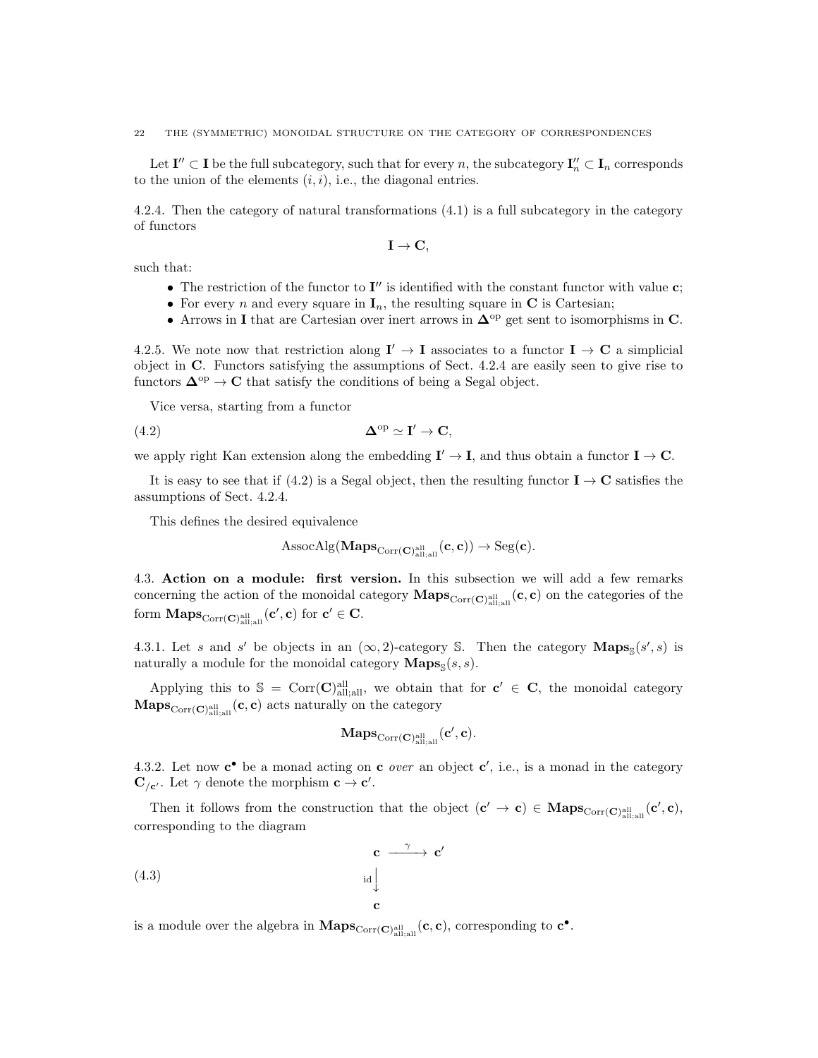Let $\mathbf{I}'' \subset \mathbf{I}$ be the full subcategory, such that for every $n$, the subcategory $\mathbf{I}''_n \subset \mathbf{I}_n$ corresponds to the union of the elements $(i,i)$, i.e., the diagonal entries.

4.2.4. Then the category of natural transformations (4.1) is a full subcategory in the category of functors

$$\mathbf{I} \to \mathbf{C},$$

such that:

- The restriction of the functor to $\mathbf{I}''$ is identified with the constant functor with value $\mathbf{c}$;
- For every $n$ and every square in $\mathbf{I}_n$, the resulting square in $\mathbf{C}$ is Cartesian;
- Arrows in $\mathbf{I}$ that are Cartesian over inert arrows in $\mathbf{\Delta}^{\mathrm{op}}$ get sent to isomorphisms in $\mathbf{C}$.

4.2.5. We note now that restriction along $\mathbf{I}' \to \mathbf{I}$ associates to a functor $\mathbf{I} \to \mathbf{C}$ a simplicial object in $\mathbf{C}$. Functors satisfying the assumptions of Sect. 4.2.4 are easily seen to give rise to functors $\mathbf{\Delta}^{\mathrm{op}} \to \mathbf{C}$ that satisfy the conditions of being a Segal object.

Vice versa, starting from a functor

$$\mathbf{\Delta}^{\mathrm{op}} \simeq \mathbf{I}' \to \mathbf{C}, \tag{4.2}$$

we apply right Kan extension along the embedding $\mathbf{I}' \to \mathbf{I}$, and thus obtain a functor $\mathbf{I} \to \mathbf{C}$.

It is easy to see that if (4.2) is a Segal object, then the resulting functor $\mathbf{I} \to \mathbf{C}$ satisfies the assumptions of Sect. 4.2.4.

This defines the desired equivalence

$$\mathrm{AssocAlg}(\mathbf{Maps}_{\mathrm{Corr}(\mathbf{C})^{\mathrm{all}}_{\mathrm{all;all}}}(\mathbf{c},\mathbf{c})) \to \mathrm{Seg}(\mathbf{c}).$$

4.3. **Action on a module: first version.** In this subsection we will add a few remarks concerning the action of the monoidal category $\mathbf{Maps}_{\mathrm{Corr}(\mathbf{C})^{\mathrm{all}}_{\mathrm{all;all}}}(\mathbf{c},\mathbf{c})$ on the categories of the form $\mathbf{Maps}_{\mathrm{Corr}(\mathbf{C})^{\mathrm{all}}_{\mathrm{all;all}}}(\mathbf{c}',\mathbf{c})$ for $\mathbf{c}' \in \mathbf{C}$.

4.3.1. Let $s$ and $s'$ be objects in an $(\infty,2)$-category $\mathbb{S}$. Then the category $\mathbf{Maps}_{\mathbb{S}}(s',s)$ is naturally a module for the monoidal category $\mathbf{Maps}_{\mathbb{S}}(s,s)$.

Applying this to $\mathbb{S} = \mathrm{Corr}(\mathbf{C})^{\mathrm{all}}_{\mathrm{all;all}}$, we obtain that for $\mathbf{c}' \in \mathbf{C}$, the monoidal category $\mathbf{Maps}_{\mathrm{Corr}(\mathbf{C})^{\mathrm{all}}_{\mathrm{all;all}}}(\mathbf{c},\mathbf{c})$ acts naturally on the category

$$\mathbf{Maps}_{\mathrm{Corr}(\mathbf{C})^{\mathrm{all}}_{\mathrm{all;all}}}(\mathbf{c}',\mathbf{c}).$$

4.3.2. Let now $\mathbf{c}^\bullet$ be a monad acting on $\mathbf{c}$ *over* an object $\mathbf{c}'$, i.e., is a monad in the category $\mathbf{C}_{/\mathbf{c}'}$. Let $\gamma$ denote the morphism $\mathbf{c} \to \mathbf{c}'$.

Then it follows from the construction that the object $(\mathbf{c}' \to \mathbf{c}) \in \mathbf{Maps}_{\mathrm{Corr}(\mathbf{C})^{\mathrm{all}}_{\mathrm{all;all}}}(\mathbf{c}',\mathbf{c})$, corresponding to the diagram

$$\begin{array}{ccc} \mathbf{c} & \xrightarrow{\gamma} & \mathbf{c}' \\ {\scriptstyle \mathrm{id}}\downarrow & & \\ \mathbf{c} & & \end{array} \tag{4.3}$$

is a module over the algebra in $\mathbf{Maps}_{\mathrm{Corr}(\mathbf{C})^{\mathrm{all}}_{\mathrm{all;all}}}(\mathbf{c},\mathbf{c})$, corresponding to $\mathbf{c}^\bullet$.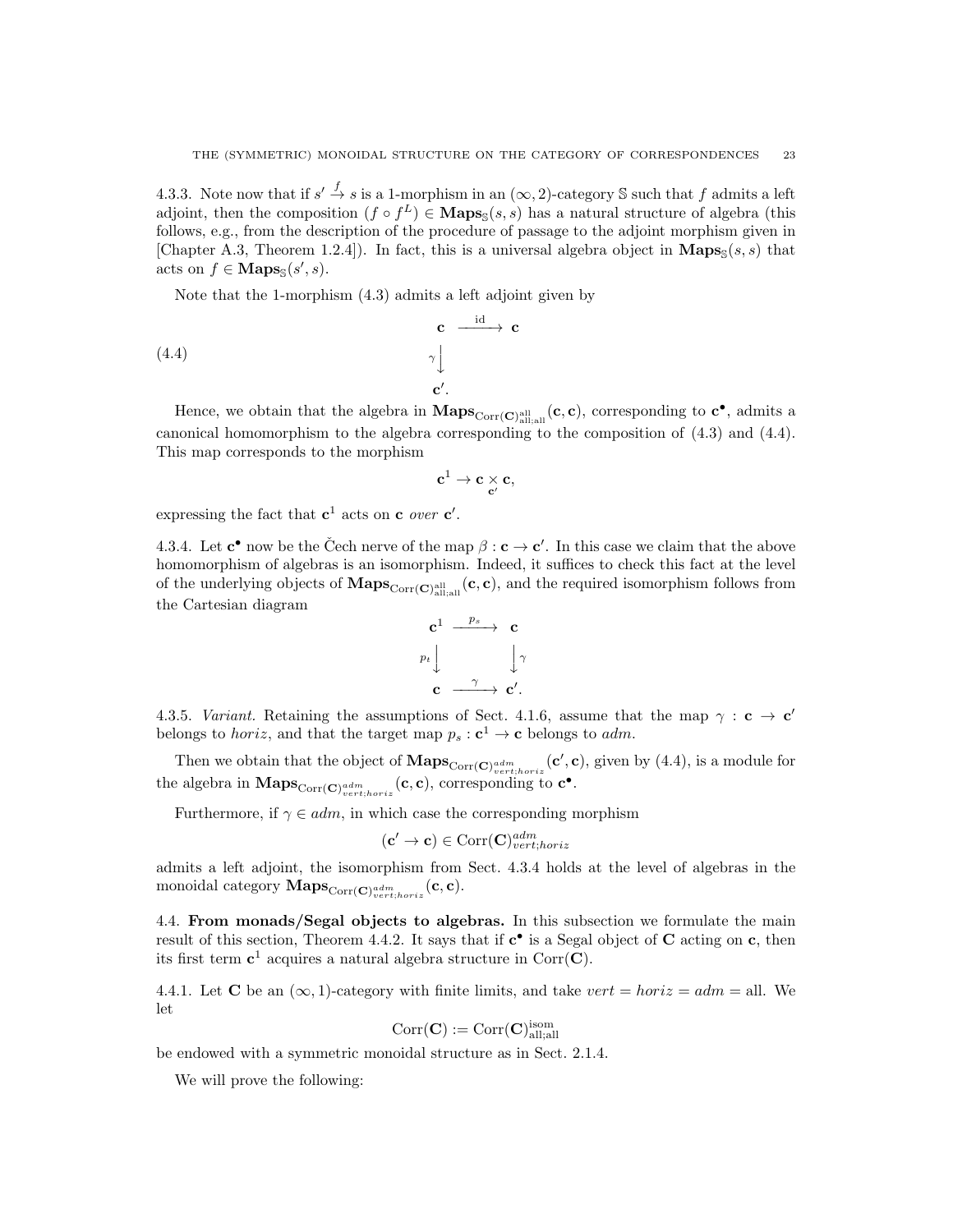4.3.3. Note now that if $s' \xrightarrow{f} s$ is a 1-morphism in an $(\infty, 2)$-category $\mathbb{S}$ such that $f$ admits a left adjoint, then the composition $(f \circ f^L) \in \mathbf{Maps}_{\mathbb{S}}(s, s)$ has a natural structure of algebra (this follows, e.g., from the description of the procedure of passage to the adjoint morphism given in [Chapter A.3, Theorem 1.2.4]). In fact, this is a universal algebra object in $\mathbf{Maps}_{\mathbb{S}}(s, s)$ that acts on $f \in \mathbf{Maps}_{\mathbb{S}}(s', s)$.

Note that the 1-morphism (4.3) admits a left adjoint given by

$$
\begin{array}{ccc}
\mathbf{c} & \xrightarrow{\text{id}} & \mathbf{c} \\
{\scriptstyle\gamma}\downarrow & & \\
\mathbf{c}'. & &
\end{array}
\tag{4.4}
$$

Hence, we obtain that the algebra in $\mathbf{Maps}_{\text{Corr}(\mathbf{C})^{\text{all}}_{\text{all;all}}}(\mathbf{c}, \mathbf{c})$, corresponding to $\mathbf{c}^\bullet$, admits a canonical homomorphism to the algebra corresponding to the composition of (4.3) and (4.4). This map corresponds to the morphism

$$\mathbf{c}^1 \to \mathbf{c} \underset{\mathbf{c}'}{\times} \mathbf{c},$$

expressing the fact that $\mathbf{c}^1$ acts on $\mathbf{c}$ *over* $\mathbf{c}'$.

4.3.4. Let $\mathbf{c}^\bullet$ now be the Čech nerve of the map $\beta : \mathbf{c} \to \mathbf{c}'$. In this case we claim that the above homomorphism of algebras is an isomorphism. Indeed, it suffices to check this fact at the level of the underlying objects of $\mathbf{Maps}_{\text{Corr}(\mathbf{C})^{\text{all}}_{\text{all;all}}}(\mathbf{c}, \mathbf{c})$, and the required isomorphism follows from the Cartesian diagram

$$
\begin{array}{ccc}
\mathbf{c}^1 & \xrightarrow{p_s} & \mathbf{c} \\
{\scriptstyle p_t}\downarrow & & \downarrow{\scriptstyle\gamma} \\
\mathbf{c} & \xrightarrow{\gamma} & \mathbf{c}'.
\end{array}
$$

4.3.5. *Variant.* Retaining the assumptions of Sect. 4.1.6, assume that the map $\gamma : \mathbf{c} \to \mathbf{c}'$ belongs to *horiz*, and that the target map $p_s : \mathbf{c}^1 \to \mathbf{c}$ belongs to *adm*.

Then we obtain that the object of $\mathbf{Maps}_{\text{Corr}(\mathbf{C})^{adm}_{vert;horiz}}(\mathbf{c}', \mathbf{c})$, given by (4.4), is a module for the algebra in $\mathbf{Maps}_{\text{Corr}(\mathbf{C})^{adm}_{vert;horiz}}(\mathbf{c}, \mathbf{c})$, corresponding to $\mathbf{c}^\bullet$.

Furthermore, if $\gamma \in adm$, in which case the corresponding morphism

$$(\mathbf{c}' \to \mathbf{c}) \in \text{Corr}(\mathbf{C})^{adm}_{vert;horiz}$$

admits a left adjoint, the isomorphism from Sect. 4.3.4 holds at the level of algebras in the monoidal category $\mathbf{Maps}_{\text{Corr}(\mathbf{C})^{adm}_{vert;horiz}}(\mathbf{c}, \mathbf{c})$.

## 4.4. From monads/Segal objects to algebras.

In this subsection we formulate the main result of this section, Theorem 4.4.2. It says that if $\mathbf{c}^\bullet$ is a Segal object of $\mathbf{C}$ acting on $\mathbf{c}$, then its first term $\mathbf{c}^1$ acquires a natural algebra structure in $\text{Corr}(\mathbf{C})$.

4.4.1. Let $\mathbf{C}$ be an $(\infty, 1)$-category with finite limits, and take $vert = horiz = adm = \text{all}$. We let

$$\text{Corr}(\mathbf{C}) := \text{Corr}(\mathbf{C})^{\text{isom}}_{\text{all;all}}$$

be endowed with a symmetric monoidal structure as in Sect. 2.1.4.

We will prove the following: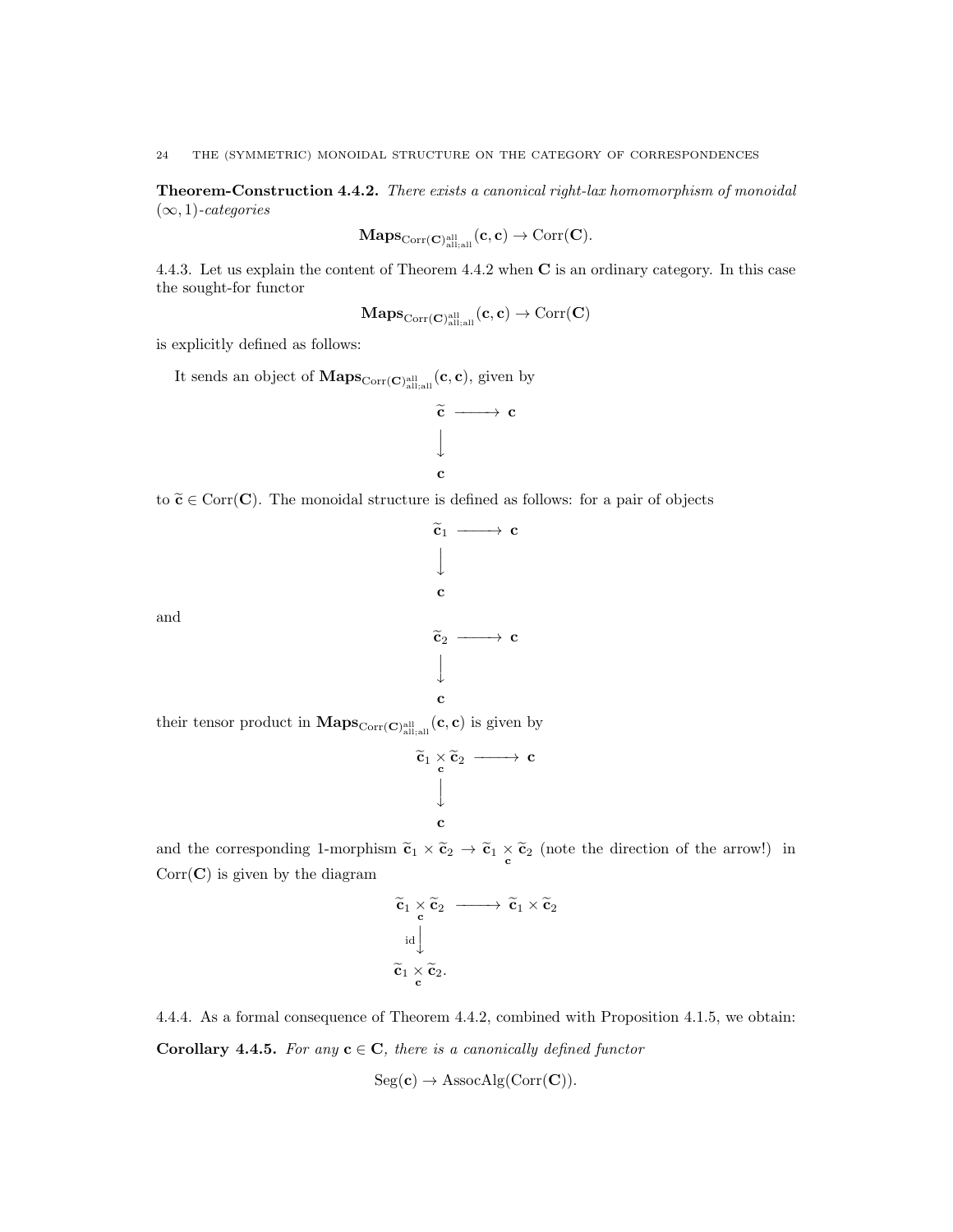**Theorem-Construction 4.4.2.** *There exists a canonical right-lax homomorphism of monoidal $(\infty,1)$-categories*

$$\mathbf{Maps}_{\mathrm{Corr}(\mathbf{C})^{\mathrm{all}}_{\mathrm{all;all}}}(\mathbf{c},\mathbf{c}) \to \mathrm{Corr}(\mathbf{C}).$$

4.4.3. Let us explain the content of Theorem 4.4.2 when $\mathbf{C}$ is an ordinary category. In this case the sought-for functor

$$\mathbf{Maps}_{\mathrm{Corr}(\mathbf{C})^{\mathrm{all}}_{\mathrm{all;all}}}(\mathbf{c},\mathbf{c}) \to \mathrm{Corr}(\mathbf{C})$$

is explicitly defined as follows:

It sends an object of $\mathbf{Maps}_{\mathrm{Corr}(\mathbf{C})^{\mathrm{all}}_{\mathrm{all;all}}}(\mathbf{c},\mathbf{c})$, given by

$$\begin{array}{ccc} \widetilde{\mathbf{c}} & \longrightarrow & \mathbf{c} \\ \big\downarrow & & \\ \mathbf{c} & & \end{array}$$

to $\widetilde{\mathbf{c}} \in \mathrm{Corr}(\mathbf{C})$. The monoidal structure is defined as follows: for a pair of objects

$$\begin{array}{ccc} \widetilde{\mathbf{c}}_1 & \longrightarrow & \mathbf{c} \\ \big\downarrow & & \\ \mathbf{c} & & \end{array}$$

and

$$\begin{array}{ccc} \widetilde{\mathbf{c}}_2 & \longrightarrow & \mathbf{c} \\ \big\downarrow & & \\ \mathbf{c} & & \end{array}$$

their tensor product in $\mathbf{Maps}_{\mathrm{Corr}(\mathbf{C})^{\mathrm{all}}_{\mathrm{all;all}}}(\mathbf{c},\mathbf{c})$ is given by

$$\begin{array}{ccc} \widetilde{\mathbf{c}}_1 \underset{\mathbf{c}}{\times} \widetilde{\mathbf{c}}_2 & \longrightarrow & \mathbf{c} \\ \big\downarrow & & \\ \mathbf{c} & & \end{array}$$

and the corresponding 1-morphism $\widetilde{\mathbf{c}}_1 \times \widetilde{\mathbf{c}}_2 \to \widetilde{\mathbf{c}}_1 \underset{\mathbf{c}}{\times} \widetilde{\mathbf{c}}_2$ (note the direction of the arrow!) in $\mathrm{Corr}(\mathbf{C})$ is given by the diagram

$$\begin{array}{ccc} \widetilde{\mathbf{c}}_1 \underset{\mathbf{c}}{\times} \widetilde{\mathbf{c}}_2 & \longrightarrow & \widetilde{\mathbf{c}}_1 \times \widetilde{\mathbf{c}}_2 \\ {\scriptstyle \mathrm{id}}\big\downarrow & & \\ \widetilde{\mathbf{c}}_1 \underset{\mathbf{c}}{\times} \widetilde{\mathbf{c}}_2. & & \end{array}$$

4.4.4. As a formal consequence of Theorem 4.4.2, combined with Proposition 4.1.5, we obtain:

**Corollary 4.4.5.** *For any $\mathbf{c} \in \mathbf{C}$, there is a canonically defined functor*

$$\mathrm{Seg}(\mathbf{c}) \to \mathrm{AssocAlg}(\mathrm{Corr}(\mathbf{C})).$$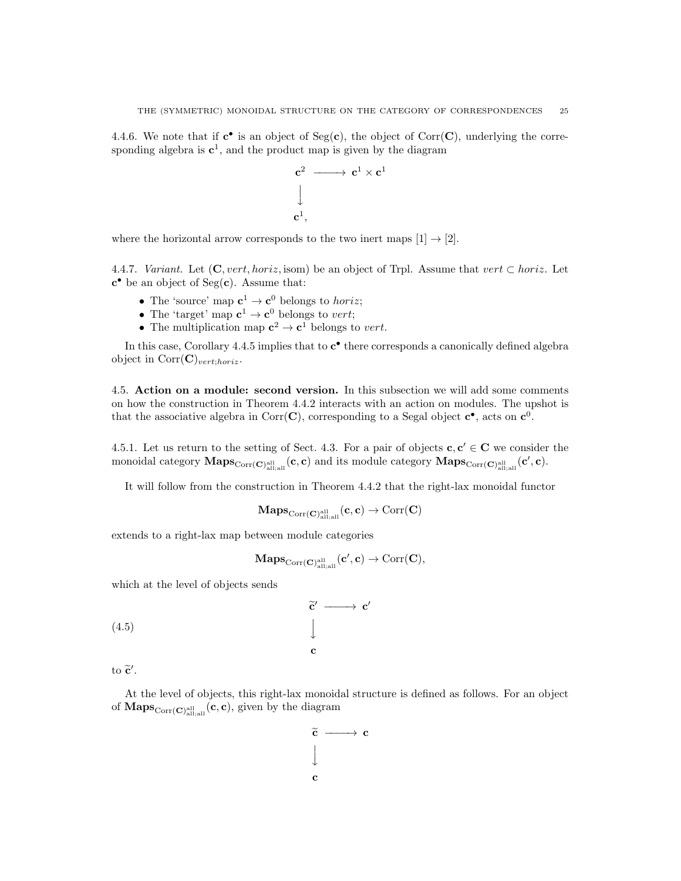4.4.6. We note that if $\mathbf{c}^\bullet$ is an object of $\mathrm{Seg}(\mathbf{c})$, the object of $\mathrm{Corr}(\mathbf{C})$, underlying the corresponding algebra is $\mathbf{c}^1$, and the product map is given by the diagram

$$
\begin{array}{ccc}
\mathbf{c}^2 & \longrightarrow & \mathbf{c}^1 \times \mathbf{c}^1 \\
\Big\downarrow & & \\
\mathbf{c}^1, & &
\end{array}
$$

where the horizontal arrow corresponds to the two inert maps $[1] \to [2]$.

4.4.7. *Variant.* Let $(\mathbf{C}, vert, horiz, \mathrm{isom})$ be an object of Trpl. Assume that $vert \subset horiz$. Let $\mathbf{c}^\bullet$ be an object of $\mathrm{Seg}(\mathbf{c})$. Assume that:

- The 'source' map $\mathbf{c}^1 \to \mathbf{c}^0$ belongs to $horiz$;
- The 'target' map $\mathbf{c}^1 \to \mathbf{c}^0$ belongs to $vert$;
- The multiplication map $\mathbf{c}^2 \to \mathbf{c}^1$ belongs to $vert$.

In this case, Corollary 4.4.5 implies that to $\mathbf{c}^\bullet$ there corresponds a canonically defined algebra object in $\mathrm{Corr}(\mathbf{C})_{vert;horiz}$.

4.5. **Action on a module: second version.** In this subsection we will add some comments on how the construction in Theorem 4.4.2 interacts with an action on modules. The upshot is that the associative algebra in $\mathrm{Corr}(\mathbf{C})$, corresponding to a Segal object $\mathbf{c}^\bullet$, acts on $\mathbf{c}^0$.

4.5.1. Let us return to the setting of Sect. 4.3. For a pair of objects $\mathbf{c}, \mathbf{c}' \in \mathbf{C}$ we consider the monoidal category $\mathbf{Maps}_{\mathrm{Corr}(\mathbf{C})^{\mathrm{all}}_{\mathrm{all;all}}}(\mathbf{c}, \mathbf{c})$ and its module category $\mathbf{Maps}_{\mathrm{Corr}(\mathbf{C})^{\mathrm{all}}_{\mathrm{all;all}}}(\mathbf{c}', \mathbf{c})$.

It will follow from the construction in Theorem 4.4.2 that the right-lax monoidal functor

$$
\mathbf{Maps}_{\mathrm{Corr}(\mathbf{C})^{\mathrm{all}}_{\mathrm{all;all}}}(\mathbf{c}, \mathbf{c}) \to \mathrm{Corr}(\mathbf{C})
$$

extends to a right-lax map between module categories

$$
\mathbf{Maps}_{\mathrm{Corr}(\mathbf{C})^{\mathrm{all}}_{\mathrm{all;all}}}(\mathbf{c}', \mathbf{c}) \to \mathrm{Corr}(\mathbf{C}),
$$

which at the level of objects sends

$$
\begin{array}{ccc}
\widetilde{\mathbf{c}}' & \longrightarrow & \mathbf{c}' \\
\Big\downarrow & & \\
\mathbf{c} & &
\end{array}
\tag{4.5}
$$

to $\widetilde{\mathbf{c}}'$.

At the level of objects, this right-lax monoidal structure is defined as follows. For an object of $\mathbf{Maps}_{\mathrm{Corr}(\mathbf{C})^{\mathrm{all}}_{\mathrm{all;all}}}(\mathbf{c}, \mathbf{c})$, given by the diagram

$$
\begin{array}{ccc}
\widetilde{\mathbf{c}} & \longrightarrow & \mathbf{c} \\
\Big\downarrow & & \\
\mathbf{c} & &
\end{array}
$$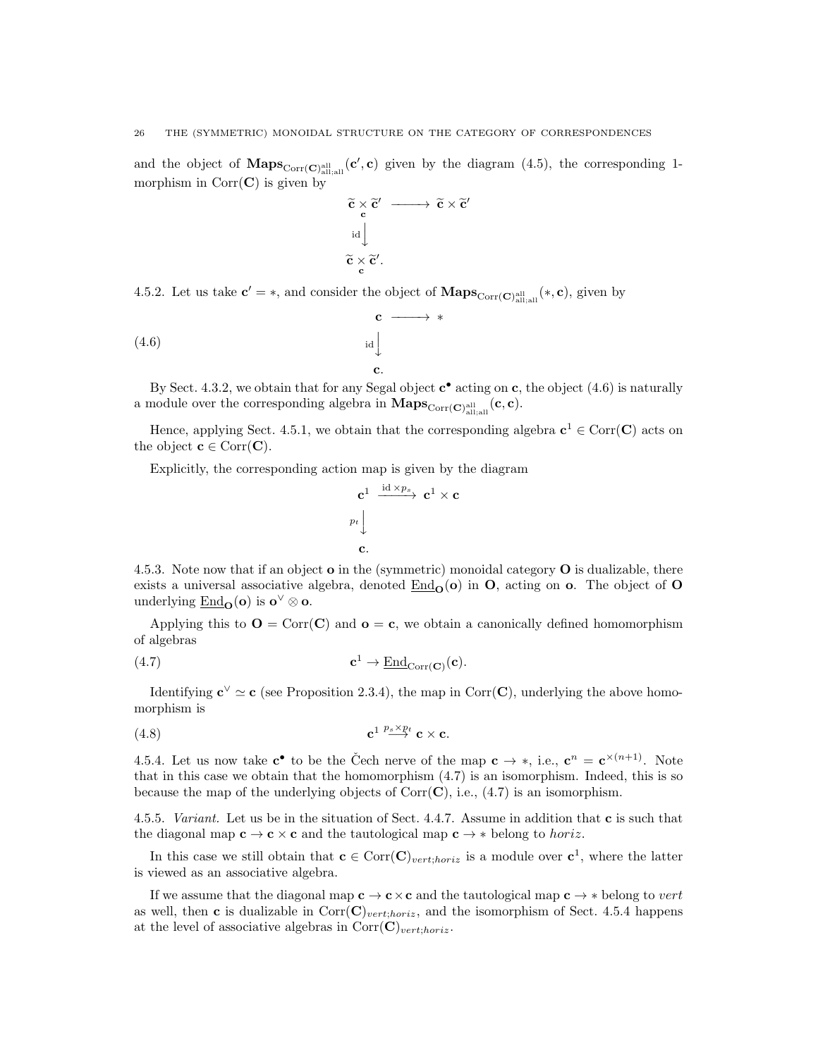and the object of $\mathbf{Maps}_{\mathrm{Corr}(\mathbf{C})^{\mathrm{all}}_{\mathrm{all;all}}}(\mathbf{c}', \mathbf{c})$ given by the diagram (4.5), the corresponding 1-morphism in $\mathrm{Corr}(\mathbf{C})$ is given by

$$
\begin{array}{ccc}
\widetilde{\mathbf{c}} \underset{\mathbf{c}}{\times} \widetilde{\mathbf{c}}' & \longrightarrow & \widetilde{\mathbf{c}} \times \widetilde{\mathbf{c}}' \\
{\scriptstyle \mathrm{id}} \big\downarrow & & \\
\widetilde{\mathbf{c}} \underset{\mathbf{c}}{\times} \widetilde{\mathbf{c}}'. & &
\end{array}
$$

4.5.2. Let us take $\mathbf{c}' = *$, and consider the object of $\mathbf{Maps}_{\mathrm{Corr}(\mathbf{C})^{\mathrm{all}}_{\mathrm{all;all}}}(*, \mathbf{c})$, given by

$$
\begin{array}{ccc}
\mathbf{c} & \longrightarrow & * \\
{\scriptstyle \mathrm{id}} \big\downarrow & & \\
\mathbf{c}. & &
\end{array}
\tag{4.6}
$$

By Sect. 4.3.2, we obtain that for any Segal object $\mathbf{c}^\bullet$ acting on $\mathbf{c}$, the object (4.6) is naturally a module over the corresponding algebra in $\mathbf{Maps}_{\mathrm{Corr}(\mathbf{C})^{\mathrm{all}}_{\mathrm{all;all}}}(\mathbf{c}, \mathbf{c})$.

Hence, applying Sect. 4.5.1, we obtain that the corresponding algebra $\mathbf{c}^1 \in \mathrm{Corr}(\mathbf{C})$ acts on the object $\mathbf{c} \in \mathrm{Corr}(\mathbf{C})$.

Explicitly, the corresponding action map is given by the diagram

$$
\begin{array}{ccc}
\mathbf{c}^1 & \xrightarrow{\mathrm{id} \times p_s} & \mathbf{c}^1 \times \mathbf{c} \\
{\scriptstyle p_t} \big\downarrow & & \\
\mathbf{c}. & &
\end{array}
$$

4.5.3. Note now that if an object $\mathbf{o}$ in the (symmetric) monoidal category $\mathbf{O}$ is dualizable, there exists a universal associative algebra, denoted $\underline{\mathrm{End}}_{\mathbf{O}}(\mathbf{o})$ in $\mathbf{O}$, acting on $\mathbf{o}$. The object of $\mathbf{O}$ underlying $\underline{\mathrm{End}}_{\mathbf{O}}(\mathbf{o})$ is $\mathbf{o}^\vee \otimes \mathbf{o}$.

Applying this to $\mathbf{O} = \mathrm{Corr}(\mathbf{C})$ and $\mathbf{o} = \mathbf{c}$, we obtain a canonically defined homomorphism of algebras

$$
\mathbf{c}^1 \to \underline{\mathrm{End}}_{\mathrm{Corr}(\mathbf{C})}(\mathbf{c}). \tag{4.7}
$$

Identifying $\mathbf{c}^\vee \simeq \mathbf{c}$ (see Proposition 2.3.4), the map in $\mathrm{Corr}(\mathbf{C})$, underlying the above homomorphism is

$$
\mathbf{c}^1 \overset{p_s \times p_t}{\longrightarrow} \mathbf{c} \times \mathbf{c}. \tag{4.8}
$$

4.5.4. Let us now take $\mathbf{c}^\bullet$ to be the Čech nerve of the map $\mathbf{c} \to *$, i.e., $\mathbf{c}^n = \mathbf{c}^{\times(n+1)}$. Note that in this case we obtain that the homomorphism (4.7) is an isomorphism. Indeed, this is so because the map of the underlying objects of $\mathrm{Corr}(\mathbf{C})$, i.e., (4.7) is an isomorphism.

4.5.5. *Variant.* Let us be in the situation of Sect. 4.4.7. Assume in addition that $\mathbf{c}$ is such that the diagonal map $\mathbf{c} \to \mathbf{c} \times \mathbf{c}$ and the tautological map $\mathbf{c} \to *$ belong to *horiz*.

In this case we still obtain that $\mathbf{c} \in \mathrm{Corr}(\mathbf{C})_{vert;horiz}$ is a module over $\mathbf{c}^1$, where the latter is viewed as an associative algebra.

If we assume that the diagonal map $\mathbf{c} \to \mathbf{c} \times \mathbf{c}$ and the tautological map $\mathbf{c} \to *$ belong to *vert* as well, then $\mathbf{c}$ is dualizable in $\mathrm{Corr}(\mathbf{C})_{vert;horiz}$, and the isomorphism of Sect. 4.5.4 happens at the level of associative algebras in $\mathrm{Corr}(\mathbf{C})_{vert;horiz}$.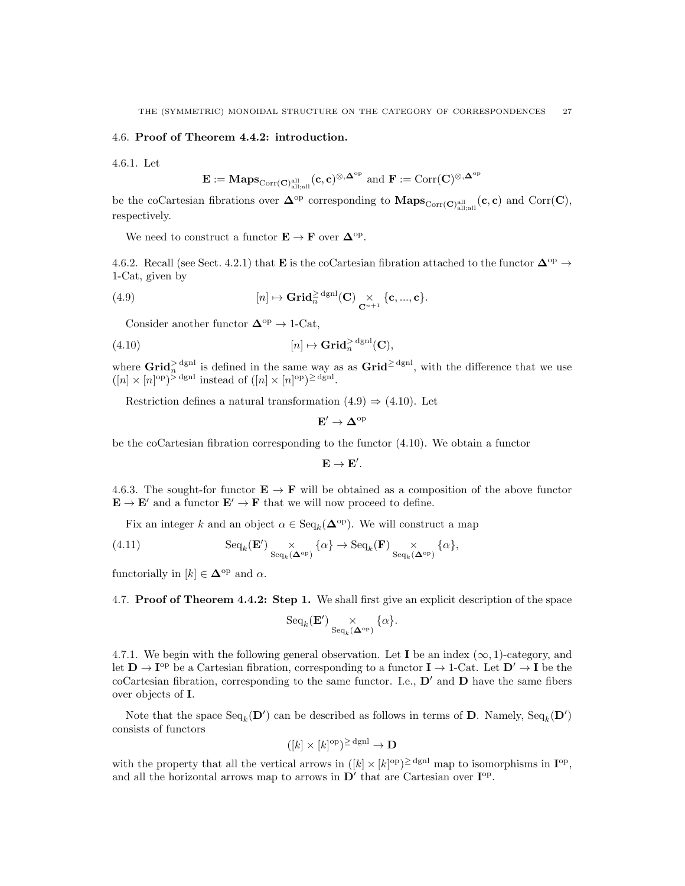## 4.6. Proof of Theorem 4.4.2: introduction.

4.6.1. Let

$$\mathbf{E} := \mathbf{Maps}_{\mathrm{Corr}(\mathbf{C})^{\mathrm{all}}_{\mathrm{all;all}}}(\mathbf{c},\mathbf{c})^{\otimes,\mathbf{\Delta}^{\mathrm{op}}} \text{ and } \mathbf{F} := \mathrm{Corr}(\mathbf{C})^{\otimes,\mathbf{\Delta}^{\mathrm{op}}}$$

be the coCartesian fibrations over $\mathbf{\Delta}^{\mathrm{op}}$ corresponding to $\mathbf{Maps}_{\mathrm{Corr}(\mathbf{C})^{\mathrm{all}}_{\mathrm{all;all}}}(\mathbf{c},\mathbf{c})$ and $\mathrm{Corr}(\mathbf{C})$, respectively.

We need to construct a functor $\mathbf{E} \to \mathbf{F}$ over $\mathbf{\Delta}^{\mathrm{op}}$.

4.6.2. Recall (see Sect. 4.2.1) that $\mathbf{E}$ is the coCartesian fibration attached to the functor $\mathbf{\Delta}^{\mathrm{op}} \to$ 1-Cat, given by

$$[n] \mapsto \mathbf{Grid}^{\geq \mathrm{dgnl}}_n(\mathbf{C}) \underset{\mathbf{C}^{n+1}}{\times} \{\mathbf{c},...,\mathbf{c}\}. \tag{4.9}$$

Consider another functor $\mathbf{\Delta}^{\mathrm{op}} \to$ 1-Cat,

$$[n] \mapsto \mathbf{Grid}^{> \mathrm{dgnl}}_n(\mathbf{C}), \tag{4.10}$$

where $\mathbf{Grid}^{> \mathrm{dgnl}}_n$ is defined in the same way as as $\mathbf{Grid}^{\geq \mathrm{dgnl}}$, with the difference that we use $([n]\times[n]^{\mathrm{op}})^{> \mathrm{dgnl}}$ instead of $([n]\times[n]^{\mathrm{op}})^{\geq \mathrm{dgnl}}$.

Restriction defines a natural transformation (4.9) $\Rightarrow$ (4.10). Let

$$\mathbf{E}' \to \mathbf{\Delta}^{\mathrm{op}}$$

be the coCartesian fibration corresponding to the functor (4.10). We obtain a functor

$$\mathbf{E} \to \mathbf{E}'.$$

4.6.3. The sought-for functor $\mathbf{E} \to \mathbf{F}$ will be obtained as a composition of the above functor $\mathbf{E} \to \mathbf{E}'$ and a functor $\mathbf{E}' \to \mathbf{F}$ that we will now proceed to define.

Fix an integer $k$ and an object $\alpha \in \mathrm{Seq}_k(\mathbf{\Delta}^{\mathrm{op}})$. We will construct a map

$$\mathrm{Seq}_k(\mathbf{E}') \underset{\mathrm{Seq}_k(\mathbf{\Delta}^{\mathrm{op}})}{\times} \{\alpha\} \to \mathrm{Seq}_k(\mathbf{F}) \underset{\mathrm{Seq}_k(\mathbf{\Delta}^{\mathrm{op}})}{\times} \{\alpha\}, \tag{4.11}$$

functorially in $[k] \in \mathbf{\Delta}^{\mathrm{op}}$ and $\alpha$.

## 4.7. Proof of Theorem 4.4.2: Step 1.

We shall first give an explicit description of the space

$$\mathrm{Seq}_k(\mathbf{E}') \underset{\mathrm{Seq}_k(\mathbf{\Delta}^{\mathrm{op}})}{\times} \{\alpha\}.$$

4.7.1. We begin with the following general observation. Let $\mathbf{I}$ be an index $(\infty,1)$-category, and let $\mathbf{D} \to \mathbf{I}^{\mathrm{op}}$ be a Cartesian fibration, corresponding to a functor $\mathbf{I} \to$ 1-Cat. Let $\mathbf{D}' \to \mathbf{I}$ be the coCartesian fibration, corresponding to the same functor. I.e., $\mathbf{D}'$ and $\mathbf{D}$ have the same fibers over objects of $\mathbf{I}$.

Note that the space $\mathrm{Seq}_k(\mathbf{D}')$ can be described as follows in terms of $\mathbf{D}$. Namely, $\mathrm{Seq}_k(\mathbf{D}')$ consists of functors

$$([k]\times[k]^{\mathrm{op}})^{\geq \mathrm{dgnl}} \to \mathbf{D}$$

with the property that all the vertical arrows in $([k]\times[k]^{\mathrm{op}})^{\geq \mathrm{dgnl}}$ map to isomorphisms in $\mathbf{I}^{\mathrm{op}}$, and all the horizontal arrows map to arrows in $\mathbf{D}'$ that are Cartesian over $\mathbf{I}^{\mathrm{op}}$.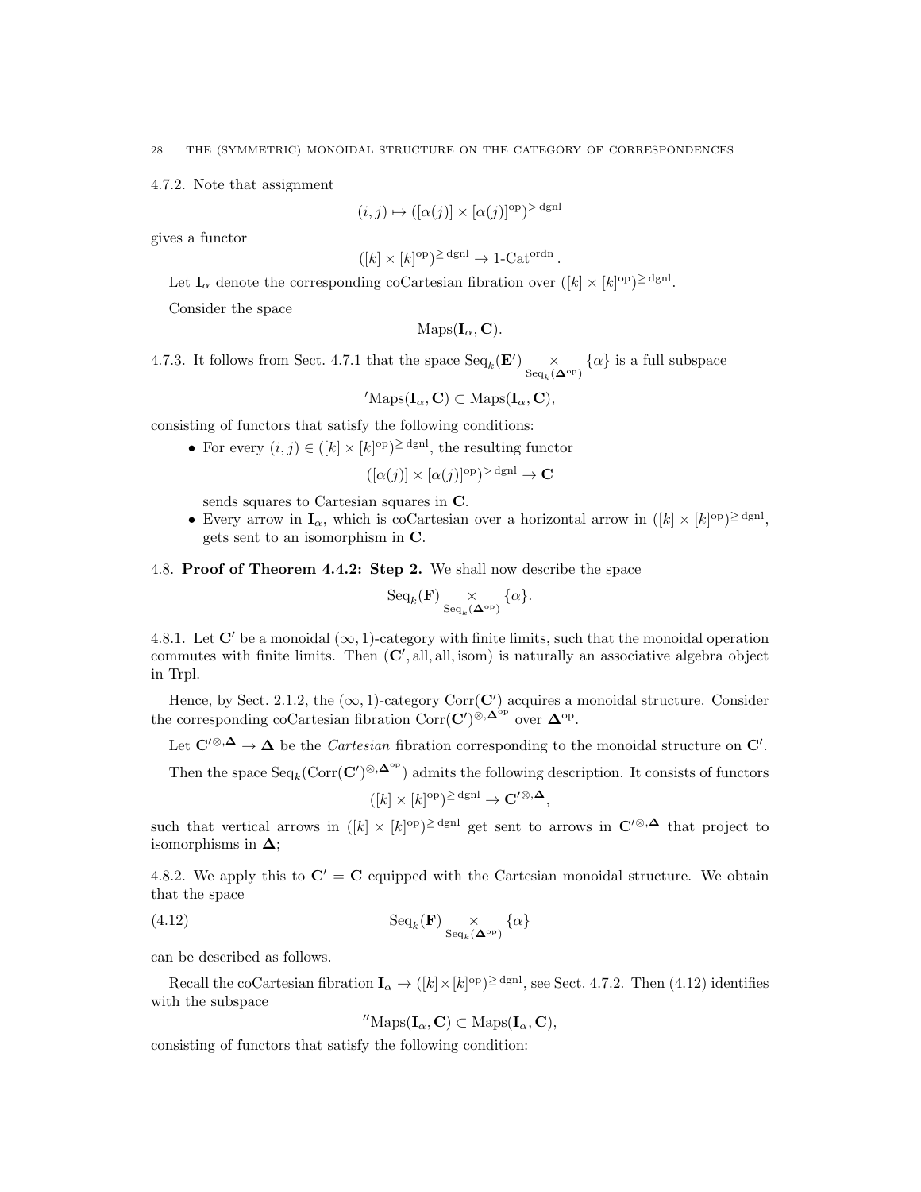4.7.2. Note that assignment

$$(i,j) \mapsto ([\alpha(j)] \times [\alpha(j)]^{\mathrm{op}})^{>\,\mathrm{dgnl}}$$

gives a functor

$$([k] \times [k]^{\mathrm{op}})^{\geq\,\mathrm{dgnl}} \to 1\text{-}\mathrm{Cat}^{\mathrm{ordn}}.$$

Let $\mathbf{I}_\alpha$ denote the corresponding coCartesian fibration over $([k] \times [k]^{\mathrm{op}})^{\geq\,\mathrm{dgnl}}$.

Consider the space

$$\mathrm{Maps}(\mathbf{I}_\alpha, \mathbf{C}).$$

4.7.3. It follows from Sect. 4.7.1 that the space $\mathrm{Seq}_k(\mathbf{E}') \underset{\mathrm{Seq}_k(\mathbf{\Delta}^{\mathrm{op}})}{\times} \{\alpha\}$ is a full subspace

$$'\mathrm{Maps}(\mathbf{I}_\alpha, \mathbf{C}) \subset \mathrm{Maps}(\mathbf{I}_\alpha, \mathbf{C}),$$

consisting of functors that satisfy the following conditions:

- For every $(i,j) \in ([k] \times [k]^{\mathrm{op}})^{\geq\,\mathrm{dgnl}}$, the resulting functor

$$([\alpha(j)] \times [\alpha(j)]^{\mathrm{op}})^{>\,\mathrm{dgnl}} \to \mathbf{C}$$

  sends squares to Cartesian squares in $\mathbf{C}$.
- Every arrow in $\mathbf{I}_\alpha$, which is coCartesian over a horizontal arrow in $([k] \times [k]^{\mathrm{op}})^{\geq\,\mathrm{dgnl}}$, gets sent to an isomorphism in $\mathbf{C}$.

4.8. **Proof of Theorem 4.4.2: Step 2.** We shall now describe the space

$$\mathrm{Seq}_k(\mathbf{F}) \underset{\mathrm{Seq}_k(\mathbf{\Delta}^{\mathrm{op}})}{\times} \{\alpha\}.$$

4.8.1. Let $\mathbf{C}'$ be a monoidal $(\infty,1)$-category with finite limits, such that the monoidal operation commutes with finite limits. Then $(\mathbf{C}', \mathrm{all}, \mathrm{all}, \mathrm{isom})$ is naturally an associative algebra object in Trpl.

Hence, by Sect. 2.1.2, the $(\infty,1)$-category $\mathrm{Corr}(\mathbf{C}')$ acquires a monoidal structure. Consider the corresponding coCartesian fibration $\mathrm{Corr}(\mathbf{C}')^{\otimes,\mathbf{\Delta}^{\mathrm{op}}}$ over $\mathbf{\Delta}^{\mathrm{op}}$.

Let $\mathbf{C}'^{\otimes,\mathbf{\Delta}} \to \mathbf{\Delta}$ be the *Cartesian* fibration corresponding to the monoidal structure on $\mathbf{C}'$.

Then the space $\mathrm{Seq}_k(\mathrm{Corr}(\mathbf{C}')^{\otimes,\mathbf{\Delta}^{\mathrm{op}}})$ admits the following description. It consists of functors

$$([k] \times [k]^{\mathrm{op}})^{\geq\,\mathrm{dgnl}} \to \mathbf{C}'^{\otimes,\mathbf{\Delta}},$$

such that vertical arrows in $([k] \times [k]^{\mathrm{op}})^{\geq\,\mathrm{dgnl}}$ get sent to arrows in $\mathbf{C}'^{\otimes,\mathbf{\Delta}}$ that project to isomorphisms in $\mathbf{\Delta}$;

4.8.2. We apply this to $\mathbf{C}' = \mathbf{C}$ equipped with the Cartesian monoidal structure. We obtain that the space

$$\mathrm{Seq}_k(\mathbf{F}) \underset{\mathrm{Seq}_k(\mathbf{\Delta}^{\mathrm{op}})}{\times} \{\alpha\} \tag{4.12}$$

can be described as follows.

Recall the coCartesian fibration $\mathbf{I}_\alpha \to ([k] \times [k]^{\mathrm{op}})^{\geq\,\mathrm{dgnl}}$, see Sect. 4.7.2. Then (4.12) identifies with the subspace

$$''\mathrm{Maps}(\mathbf{I}_\alpha, \mathbf{C}) \subset \mathrm{Maps}(\mathbf{I}_\alpha, \mathbf{C}),$$

consisting of functors that satisfy the following condition: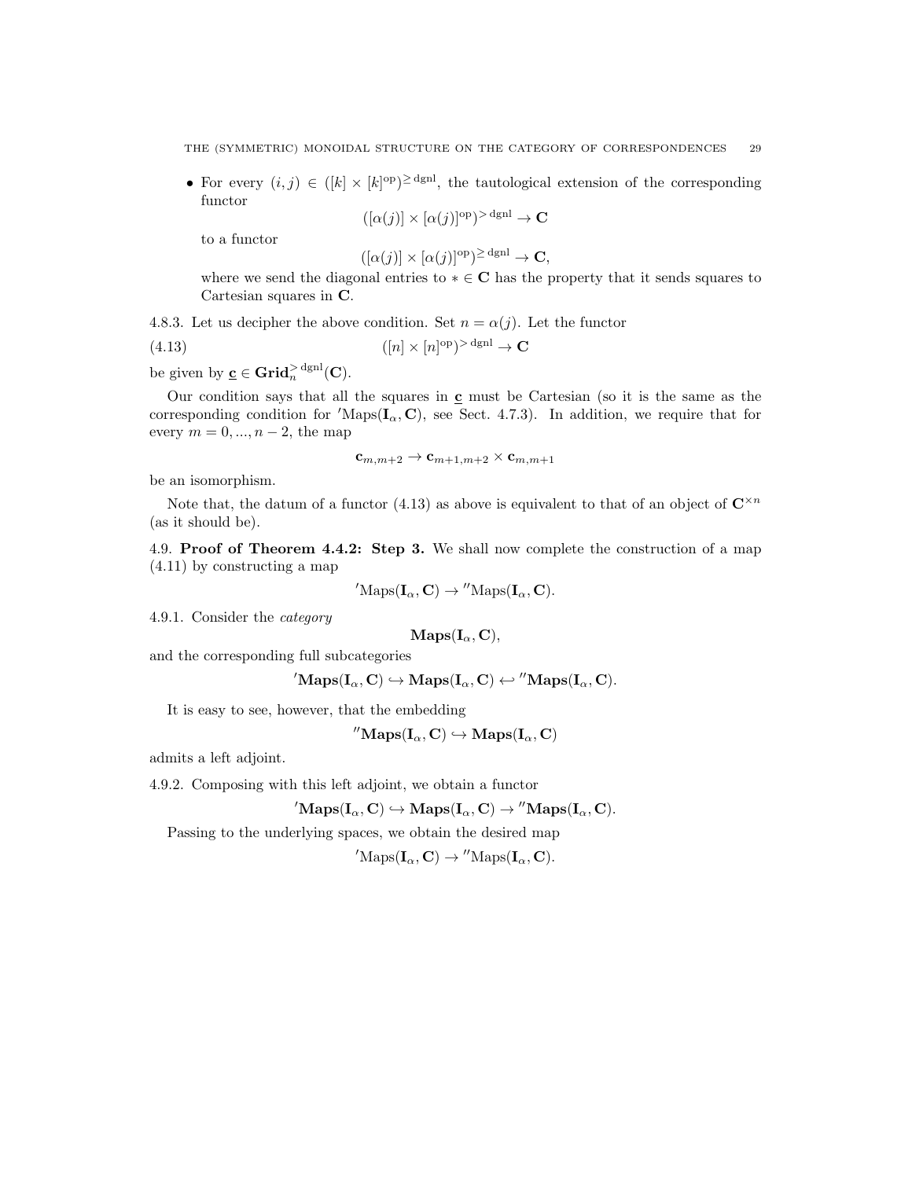- For every $(i,j) \in ([k] \times [k]^{\mathrm{op}})^{\geq \mathrm{dgnl}}$, the tautological extension of the corresponding functor

$$([\alpha(j)] \times [\alpha(j)]^{\mathrm{op}})^{> \mathrm{dgnl}} \to \mathbf{C}$$

to a functor

$$([\alpha(j)] \times [\alpha(j)]^{\mathrm{op}})^{\geq \mathrm{dgnl}} \to \mathbf{C},$$

where we send the diagonal entries to $* \in \mathbf{C}$ has the property that it sends squares to Cartesian squares in $\mathbf{C}$.

4.8.3. Let us decipher the above condition. Set $n = \alpha(j)$. Let the functor

$$([n] \times [n]^{\mathrm{op}})^{> \mathrm{dgnl}} \to \mathbf{C} \tag{4.13}$$

be given by $\underline{\mathbf{c}} \in \mathbf{Grid}_n^{> \mathrm{dgnl}}(\mathbf{C})$.

Our condition says that all the squares in $\underline{\mathbf{c}}$ must be Cartesian (so it is the same as the corresponding condition for ${}'\mathrm{Maps}(\mathbf{I}_\alpha, \mathbf{C})$, see Sect. 4.7.3). In addition, we require that for every $m = 0, ..., n-2$, the map

$$\mathbf{c}_{m,m+2} \to \mathbf{c}_{m+1,m+2} \times \mathbf{c}_{m,m+1}$$

be an isomorphism.

Note that, the datum of a functor (4.13) as above is equivalent to that of an object of $\mathbf{C}^{\times n}$ (as it should be).

4.9. **Proof of Theorem 4.4.2: Step 3.** We shall now complete the construction of a map (4.11) by constructing a map

$${}'\mathrm{Maps}(\mathbf{I}_\alpha, \mathbf{C}) \to {}''\mathrm{Maps}(\mathbf{I}_\alpha, \mathbf{C}).$$

4.9.1. Consider the *category*

$$\mathbf{Maps}(\mathbf{I}_\alpha, \mathbf{C}),$$

and the corresponding full subcategories

$${}'\mathbf{Maps}(\mathbf{I}_\alpha, \mathbf{C}) \hookrightarrow \mathbf{Maps}(\mathbf{I}_\alpha, \mathbf{C}) \hookleftarrow {}''\mathbf{Maps}(\mathbf{I}_\alpha, \mathbf{C}).$$

It is easy to see, however, that the embedding

$${}''\mathbf{Maps}(\mathbf{I}_\alpha, \mathbf{C}) \hookrightarrow \mathbf{Maps}(\mathbf{I}_\alpha, \mathbf{C})$$

admits a left adjoint.

4.9.2. Composing with this left adjoint, we obtain a functor

$${}'\mathbf{Maps}(\mathbf{I}_\alpha, \mathbf{C}) \hookrightarrow \mathbf{Maps}(\mathbf{I}_\alpha, \mathbf{C}) \to {}''\mathbf{Maps}(\mathbf{I}_\alpha, \mathbf{C}).$$

Passing to the underlying spaces, we obtain the desired map

$${}'\mathrm{Maps}(\mathbf{I}_\alpha, \mathbf{C}) \to {}''\mathrm{Maps}(\mathbf{I}_\alpha, \mathbf{C}).$$